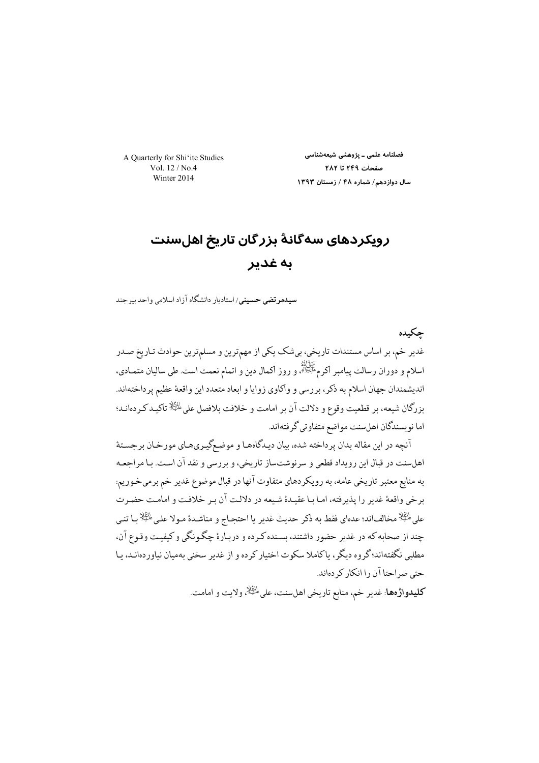# رویکردهای سه‌گانهٔ بزرگان تاریخ اهل‌سنت به غدیر

**سیدمرتضی حسینی**/ استادیار دانشگاه آزاد اسلامی واحد بیرجند

## چکیده

غدیر خم، بر اساس مستندات تاریخی، بی‌شک یکی از مهم‌ترین و مسلم‌ترین حوادث تاریخ صدر اسلام و دوران رسالت پیامبر اکرم ﷺ، و روز اکمال دین و اتمام نعمت است. طی سالیان متمادی، اندیشمندان جهان اسلام به ذکر، بررسی و واکاوی زوایا و ابعاد متعدد این واقعهٔ عظیم پرداخته‌اند. بزرگان شیعه، بر قطعیت وقوع و دلالت آن بر امامت و خلافت بلافصل علی علیه‌السلام تاکید کرده‌اند؛ اما نویسندگان اهل‌سنت مواضع متفاوتی گرفته‌اند.

آنچه در این مقاله بدان پرداخته شده، بیان دیدگاه‌ها و موضع‌گیری‌های مورخان برجستهٔ اهل‌سنت در قبال این رویداد قطعی و سرنوشت‌ساز تاریخی، و بررسی و نقد آن است. با مراجعه به منابع معتبر تاریخی عامه، به رویکردهای متفاوت آنها در قبال موضوع غدیر خم برمی‌خوریم: برخی واقعهٔ غدیر را پذیرفته، اما با عقیدهٔ شیعه در دلالت آن بر خلافت و امامت حضرت علی علیه‌السلام مخالف‌اند؛ عده‌ای فقط به ذکر حدیث غدیر یا احتجاج و مناشدهٔ مولا علی علیه‌السلام با تنی چند از صحابه که در غدیر حضور داشتند، بسنده کرده و دربارهٔ چگونگی و کیفیت وقوع آن، مطلبی نگفته‌اند؛ گروه دیگر، یا کاملا سکوت اختیار کرده و از غدیر سخنی به‌میان نیاورده‌اند، یا حتی صراحتا آن را انکار کرده‌اند.

**کلیدواژه‌ها**: غدیر خم، منابع تاریخی اهل‌سنت، علی علیه‌السلام، ولایت و امامت.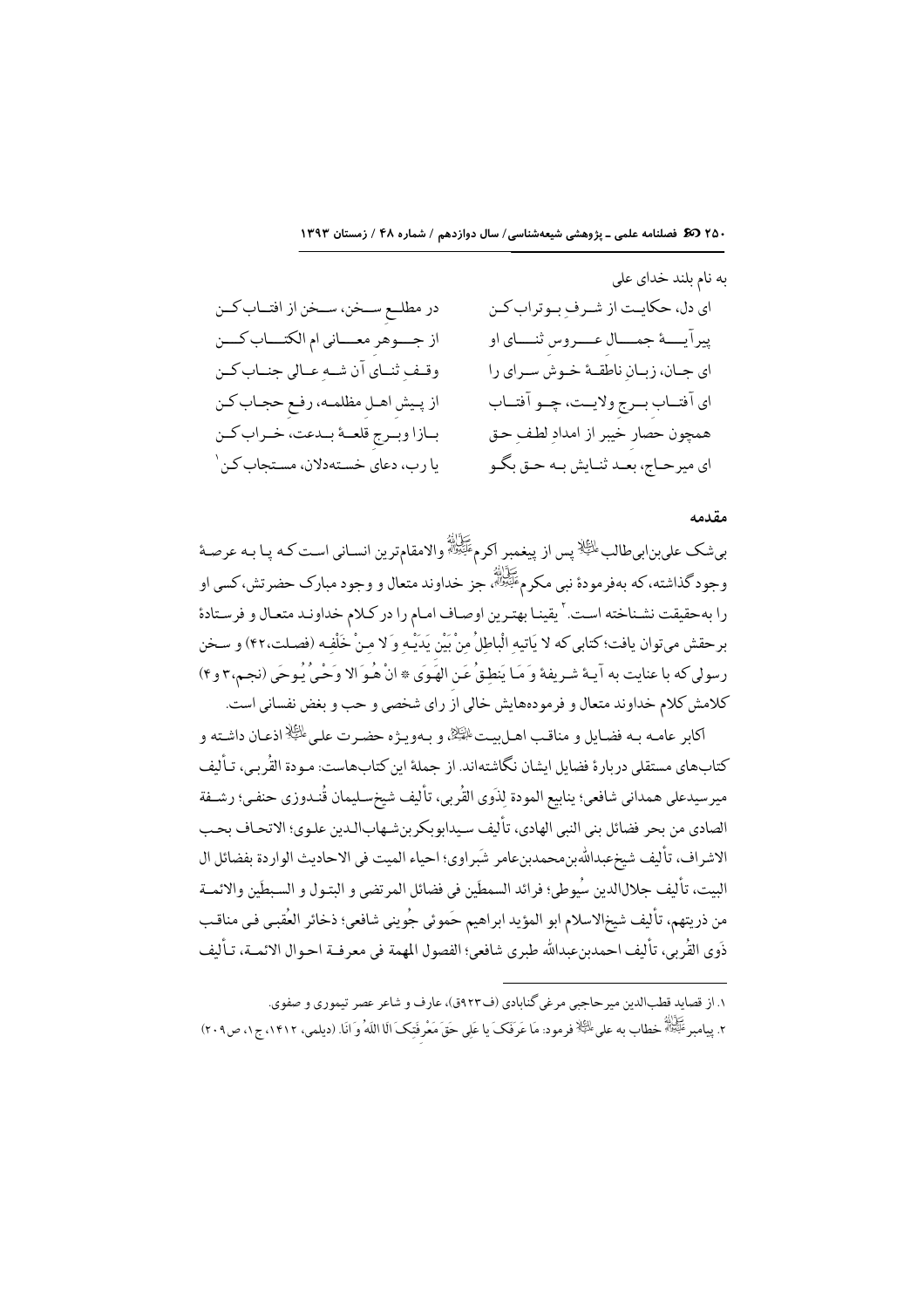به نام بلند خدای علی

ای دل، حکایت از شرفِ بوتراب کن — در مطلعِ سخن، سخن از افتاب کن

پیرآیهٔ جمالِ عروسِ ثنای او — از جوهرِ معانی ام الکتاب کن

ای جان، زبانِ ناطقهٔ خوش سرای را — وقفِ ثنای آن شهِ عالی جناب کن

ای آفتابِ برجِ ولایت، چو آفتاب — از پیشِ اهلِ مظلمه، رفعِ حجاب کن

همچون حصارِ خیبر از امدادِ لطفِ حق — بازا وبرجِ قلعهٔ بدعت، خراب کن

ای میرحاج، بعد ثنایش به حق بگو — یا رب، دعای خستهدلان، مستجاب کن[1]

## مقدمه

بی‌شک علی‌بن‌ابی‌طالب علیه السلام پس از پیغمبر اکرم صلی الله علیه و آله والامقام‌ترین انسانی است که پا به عرصهٔ وجود گذاشته، که به‌فرمودهٔ نبی مکرم صلی الله علیه و آله، جز خداوند متعال و وجود مبارک حضرتش، کسی او را به‌حقیقت نشناخته است.[2] یقینا بهترین اوصاف امام را در کلام خداوند متعال و فرستادهٔ برحقش می‌توان یافت؛ کتابی که لا یَاْتیهِ الْباطِلُ مِنْ بَیْنِ یَدَیْهِ وَ لا مِنْ خَلْفِه (فصلت،۴۲) و سخن رسولی که با عنایت به آیهٔ شریفهٔ وَ مَا یَنطِقُ عَنِ الهَوَی ﴿ انْ هُوَ الا وَحْیٌ یُوحَی (نجم،۳ و۴) کلامش کلام خداوند متعال و فرموده‌هایش خالی از رای شخصی و حب و بغض نفسانی است.

اکابر عامه به فضایل و مناقب اهل‌بیت علیهم السلام، و به‌ویژه حضرت علی علیه السلام اذعان داشته و کتاب‌های مستقلی دربارهٔ فضایل ایشان نگاشته‌اند. از جملهٔ این کتاب‌هاست: مودة القُربی، تألیف میرسیدعلی همدانی شافعی؛ ینابیع المودة لِذَوی القُربی، تألیف شیخ‌سلیمان قُندوزی حنفی؛ رشفة الصادی من بحر فضائل بنی النبی الهادی، تألیف سیدابوبکربن‌شهاب‌الدین علوی؛ الاتحاف بحب الاشراف، تألیف شیخ‌عبدالله‌بن‌محمدبن‌عامر شَبراوی؛ احیاء المیت فی الاحادیث الواردة بفضائل ال البیت، تألیف جلال‌الدین سُیوطی؛ فرائد السمطَین فی فضائل المرتضی و البتول و السبطَین والائمة من ذریتهم، تألیف شیخ‌الاسلام ابو المؤید ابراهیم حَموئی جُوینی شافعی؛ ذخائر العُقبی فی مناقب ذَوی القُربی، تألیف احمدبن‌عبدالله طبری شافعی؛ الفصول المهمة فی معرفة احوال الائمة، تألیف

---

۱. از قصاید قطب‌الدین میرحاجی مرغی گنابادی (ف۹۲۳ق)، عارف و شاعر عصر تیموری و صفوی.

۲. پیامبر صلی الله علیه و آله خطاب به علی علیه السلام فرمود: مَا عَرَفَکَ یا عَلِی حَقَ مَعْرِفَتِکَ الا اللهُ وَ انَا. (دیلمی، ۱۴۱۲، ج۱، ص۲۰۹)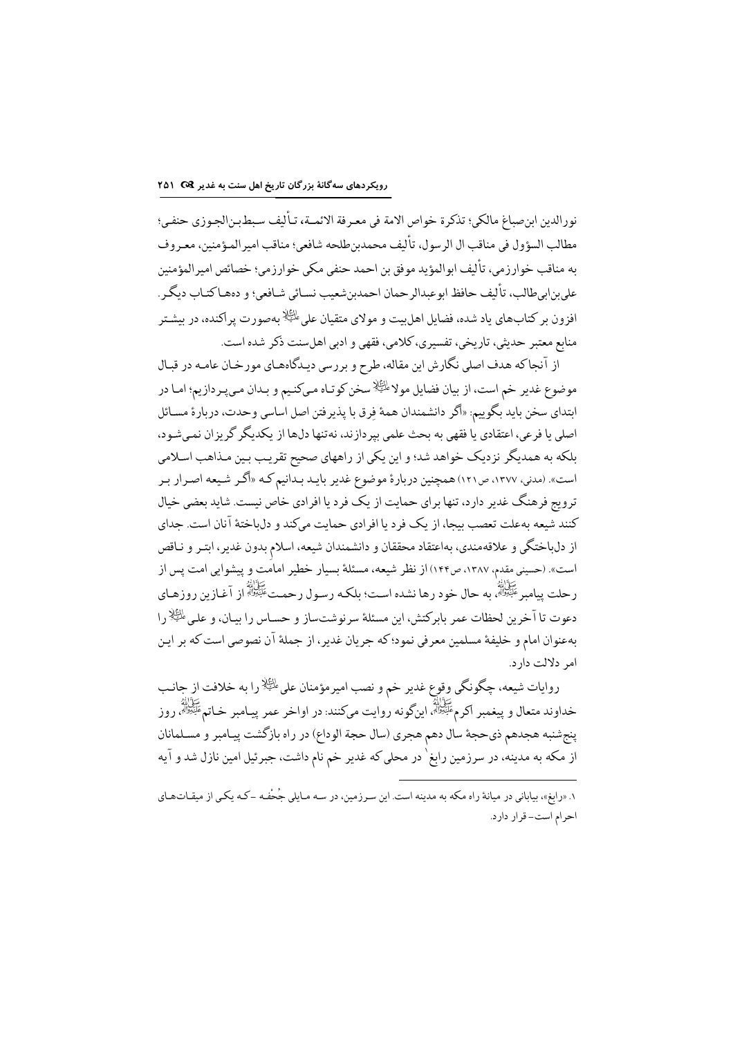نورالدین ابن‌صباغ مالکی؛ تذکرة خواص الامة فی معرفة الائمـة، تـألیف سـبط‌بـن‌الجـوزی حنفـی؛ مطالب السؤول فی مناقب ال الرسول، تألیف محمدبن‌طلحه شافعی؛ مناقب امیرالمـؤمنین، معـروف به مناقب خوارزمی، تألیف ابوالمؤید موفق بن احمد حنفی مکی خوارزمی؛ خصائص امیرالمؤمنین علی‌بن‌ابی‌طالب، تألیف حافظ ابوعبدالرحمان احمدبن‌شعیب نسـائی شـافعی؛ و ده‌هـا کتـاب دیگـر. افزون بر کتاب‌های یاد شده، فضایل اهل‌بیت و مولای متقیان علی علیه‌السلام به‌صورت پراکنده، در بیشـتر منابع معتبر حدیثی، تاریخی، تفسیری، کلامی، فقهی و ادبی اهل‌سنت ذکر شده است.

از آنجاکه هدف اصلی نگارش این مقاله، طرح و بررسی دیـدگاه‌هـای مورخـان عامـه در قبـال موضوع غدیر خم است، از بیان فضایل مولا علیه‌السلام سخن کوتـاه مـی‌کنیم و بـدان مـی‌پـردازیم؛ امـا در ابتدای سخن باید بگوییم: «اگر دانشمندان همهٔ فِرق با پذیرفتن اصل اساسی وحدت، دربارهٔ مسـائل اصلی یا فرعی، اعتقادی یا فقهی به بحث علمی بپردازند، نه‌تنها دل‌ها از یکدیگر گریزان نمی‌شـود، بلکه به همدیگر نزدیک خواهد شد؛ و این یکی از راههای صحیح تقریـب بـین مـذاهب اسـلامی است». (مدنی، ۱۳۷۷، ص۱۲۱) همچنین دربارهٔ موضوع غدیر بایـد بـدانیم کـه «اگـر شـیعه اصـرار بـر ترویج فرهنگ غدیر دارد، تنها برای حمایت از یک فرد یا افرادی خاص نیست. شاید بعضی خیال کنند شیعه به‌علت تعصب بیجا، از یک فرد یا افرادی حمایت می‌کند و دلباختهٔ آنان است. جدای از دلباختگی و علاقه‌مندی، به‌اعتقاد محققان و دانشمندان شیعه، اسلامِ بدون غدیر، ابتـر و نـاقص است». (حسینی مقدم، ۱۳۸۷، ص۱۴۴) از نظر شیعه، مسئلهٔ بسیار خطیر امامت و پیشوایی امت پس از رحلت پیامبر صلی‌الله‌علیه‌وآله، به حال خود رها نشده است؛ بلکـه رسـول رحمـت صلی‌الله‌علیه‌وآله از آغـازین روزهـای دعوت تا آخرین لحظات عمر بابرکتش، این مسئلهٔ سرنوشت‌ساز و حسـاس را بیـان، و علـی علیه‌السلام را به‌عنوان امام و خلیفهٔ مسلمین معرفی نمود؛ که جریان غدیر، از جملهٔ آن نصوصی است که بر ایـن امر دلالت دارد.

روایات شیعه، چگونگی وقوع غدیر خم و نصب امیرمؤمنان علی علیه‌السلام را به خلافت از جانـب خداوند متعال و پیغمبر اکرم صلی‌الله‌علیه‌وآله، این‌گونه روایت می‌کنند: در اواخر عمر پیـامبر خـاتم صلی‌الله‌علیه‌وآله، روز پنج‌شنبه هجدهم ذی‌حجهٔ سال دهم هجری (سال حجة الوداع) در راه بازگشت پیـامبر و مسـلمانان از مکه به مدینه، در سرزمین رابغ[1] در محلی که غدیر خم نام داشت، جبرئیل امین نازل شد و آیه

---

۱. «رابغ»، بیابانی در میانهٔ راه مکه به مدینه است. این سـرزمین، در سـه مـایلی جُحْفـه -کـه یکـی از میقـات‌هـای احرام است- قرار دارد.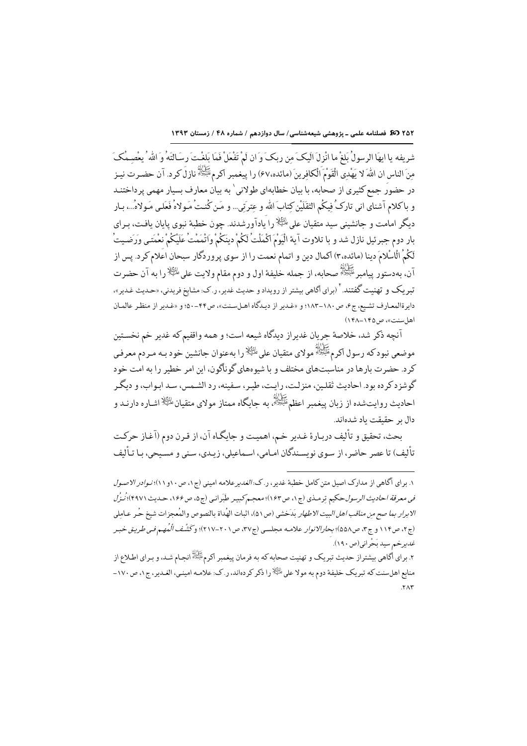شریفه یا ایهَا الرسولُ بلِّغْ ما انْزِلَ الیکَ مِن ربکَ وَ ان لَمْ تَفْعَلْ فَمَا بَلغْتَ رِسَالتَهُ وَ اللهُ یعْصِمُکَ مِنَ الناس ان اللهَ لا یَهْدِی الْقَوْمَ الْکافِرینَ (مائده،۶۷) را پیغمبر اکرمﷺ نازل کرد. آن حضرت نیز در حضور جمع کثیری از صحابه، با بیان خطابه‌ای طولانی[1] به بیان معارف بسیار مهمی پرداختند و با کلام آشنای انی تارکُ فِیکُم الثقَلَیْن کتابَ الله و عِترَتی... و مَن کُنتُ مَولاهُ فَعَلی مَولاهُ...، بار دیگر امامت و جانشینی سید متقیان علیؑ را یادآور شدند. چون خطبهٔ نبوی پایان یافت، برای بار دوم جبرئیل نازل شد و با تلاوت آیهٔ الْیَوْمَ اکْمَلْتُ لَکُمْ دینَکُمْ وَاتْمَمْتُ عَلَیْکُمْ نعْمَتی وَرَضیتُ لَکُمُ الْاسْلامَ دینا (مائده،۳) اکمال دین و اتمام نعمت را از سوی پروردگار سبحان اعلام کرد. پس از آن، به‌دستور پیامبرﷺ صحابه، از جمله خلیفهٔ اول و دوم مقام ولایت علیؑ را به آن حضرت تبریک و تهنیت گفتند.[2] (برای آگاهی بیشتر از رویداد و حدیث غدیر، ر.ک: مشایخ فریدنی، «حدیث غدیر»، دایرةالمعارف تشیع، ج۶، ص ۱۸۰–۱۸۳؛ و «غدیر از دیدگاه اهل‌سنت»، ص۴۴–۵۰؛ و «غدیر از منظر عالمان اهل‌سنت»، ص۱۴۵–۱۴۸)

آنچه ذکر شد، خلاصهٔ جریان غدیر از دیدگاه شیعه است؛ و همه واقفیم که غدیر خم نخستین موضعی نبود که رسول اکرمﷺ مولای متقیان علیؑ را به‌عنوان جانشین خود بـه مـردم معرفی کرد. حضرت بارها در مناسبت‌های مختلف و با شیوه‌های گوناگون، این امر خطیر را به امت خود گوشزد کرده بود. احادیث ثقلین، منزلت، رایت، طیر، سفینه، رد الشمس، سد ابواب، و دیگر احادیث روایت‌شده از زبان پیغمبر اعظمﷺ، به جایگاه ممتاز مولای متقیانؑ اشاره دارند و دال بر حقیقت یاد شده‌اند.

بحث، تحقیق و تألیف دربارهٔ غدیر خم، اهمیت و جایگاه آن، از قرن دوم (آغاز حرکت تألیف) تا عصر حاضر، از سوی نویسندگان امامی، اسماعیلی، زیدی، سنی و مسیحی، با تألیف

---

۱. برای آگاهی از مدارک اصیل متن کامل خطبهٔ غدیر، ر.ک: *الغدیر* علامه امینی (ج۱، ص۱۰ و ۱۱)؛ *نوادر الاصول فی معرفة احادیث الرسول* حکیم ترمذی (ج۱، ص۱۶۳)؛ *معجم کبیر* طَبَرانی (ج۵، ص۱۶۶، حدیث ۴۹۷۱)؛ *نُزُل الابرار بما صح من مناقب اهل البیت الاطهار* بَدَخشی (ص۵۱)، اثبات الهُداة بالنصوص والمُعجزات شیخ حُر عامِلی (ج۲، ص۱۱۴ و ج۳، ص۵۵۸)؛ *بحارالانوار* علامه مجلسی (ج۳۷، ص۲۰۱–۲۱۷)؛ و *کَشْف الْمُهِم فی طریق خبر غدیرخم* سید بَحْرانی (ص۱۹۰).

۲. برای آگاهی بیشتر از حدیث تبریک و تهنیت صحابه که به فرمان پیغمبر اکرمﷺ انجام شد، و برای اطلاع از منابع اهل‌سنت که تبریک خلیفهٔ دوم به مولا علیؑ را ذکر کرده‌اند، ر.ک: علامه امینی، الغدیر، ج۱، ص۱۷۰–۲۸۳.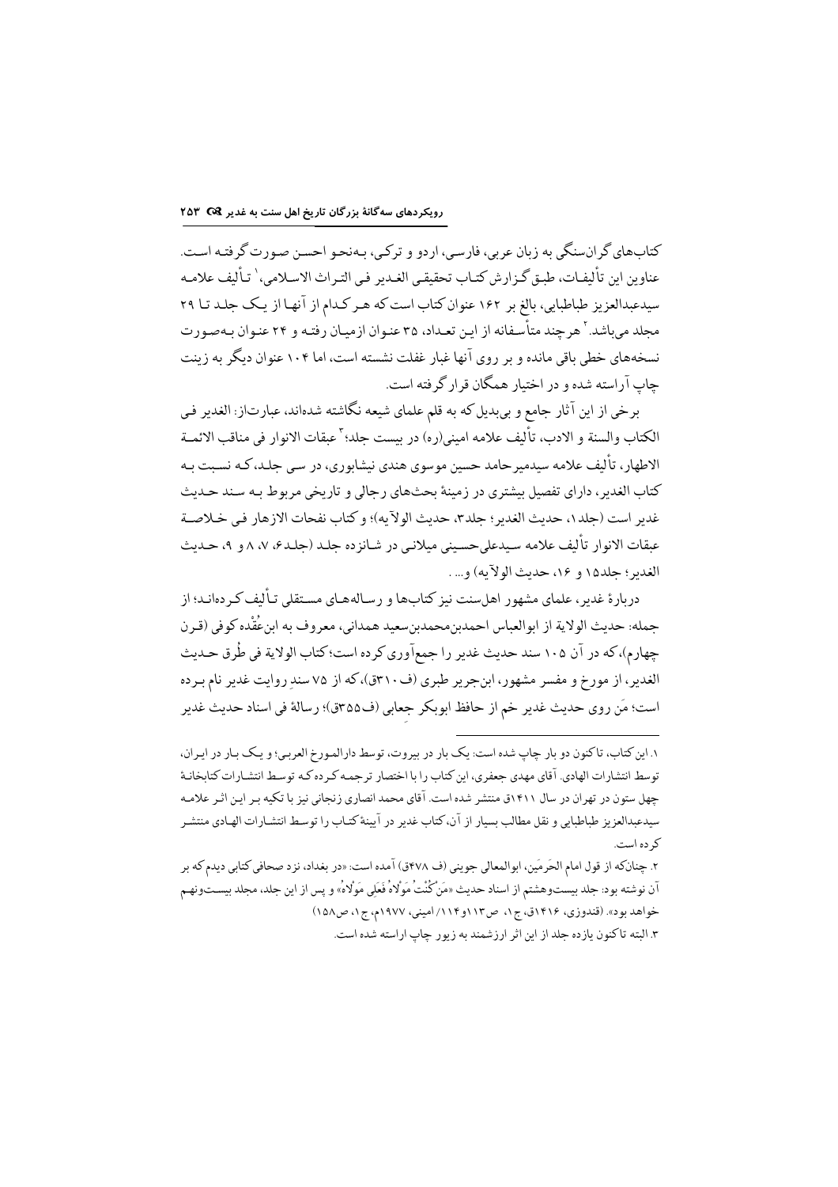کتاب‌های گران‌سنگی به زبان عربی، فارسی، اردو و ترکی، به‌نحو احسن صورت گرفته است. عناوین این تألیفات، طبق گزارش کتاب تحقیقی الغدیر فی التراث الاسلامی،[1] تألیف علامه سیدعبدالعزیز طباطبایی، بالغ بر ۱۶۲ عنوان کتاب است که هر کدام از آنها از یک جلد تا ۲۹ مجلد می‌باشد.[2] هرچند متأسفانه از این تعداد، ۳۵ عنوان ازمیان رفته و ۲۴ عنوان به‌صورت نسخه‌های خطی باقی مانده و بر روی آنها غبار غفلت نشسته است، اما ۱۰۴ عنوان دیگر به زینت چاپ آراسته شده و در اختیار همگان قرار گرفته است.

برخی از این آثار جامع و بی‌بدیل که به قلم علمای شیعه نگاشته شده‌اند، عبارت‌از: الغدیر فی الکتاب والسنة و الادب، تألیف علامه امینی(ره) در بیست جلد؛[3] عبقات الانوار فی مناقب الائمة الاطهار، تألیف علامه سیدمیرحامد حسین موسوی هندی نیشابوری، در سی جلد، که نسبت به کتاب الغدیر، دارای تفصیل بیشتری در زمینهٔ بحث‌های رجالی و تاریخی مربوط به سند حدیث غدیر است (جلد۱، حدیث الغدیر؛ جلد۳، حدیث الولآیه)؛ و کتاب نفحات الازهار فی خلاصة عبقات الانوار تألیف علامه سیدعلی‌حسینی میلانی در شانزده جلد (جلد۶، ۷، ۸ و ۹، حدیث الغدیر؛ جلد۱۵ و ۱۶، حدیث الولآیه) و... .

دربارهٔ غدیر، علمای مشهور اهل‌سنت نیز کتاب‌ها و رساله‌های مستقلی تألیف کرده‌اند؛ از جمله: حدیث الولایة از ابوالعباس احمدبن‌محمدبن‌سعید همدانی، معروف به ابن‌عُقْده کوفی (قرن چهارم)، که در آن ۱۰۵ سند حدیث غدیر را جمع‌آوری کرده است؛ کتاب الولایة فی طُرق حدیث الغدیر، از مورخ و مفسر مشهور، ابن‌جریر طبری (ف۳۱۰ق)، که از ۷۵ سندِ روایت غدیر نام برده است؛ مَن روی حدیث غدیر خم از حافظ ابوبکر جعابی (ف۳۵۵ق)؛ رسالهٔ فی اسناد حدیث غدیر

---

۱. این کتاب، تاکنون دو بار چاپ شده است: یک بار در بیروت، توسط دارالمورخ العربی؛ و یک بار در ایران، توسط انتشارات الهادی. آقای مهدی جعفری، این کتاب را با اختصار ترجمه کرده که توسط انتشارات کتابخانهٔ چهل ستون در تهران در سال ۱۴۱۱ق منتشر شده است. آقای محمد انصاری زنجانی نیز با تکیه بر این اثر علامه سیدعبدالعزیز طباطبایی و نقل مطالب بسیار از آن، کتاب غدیر در آیینهٔ کتاب را توسط انتشارات الهادی منتشر کرده است.

۲. چنان‌که از قول امام الحَرَمَین، ابوالمعالی جوینی (ف ۴۷۸ق) آمده است: «در بغداد، نزد صحافی کتابی دیدم که بر آن نوشته بود: جلد بیست‌وهشتم از اسناد حدیث «مَن کُنْتُ مَوْلاهُ فَعَلِی مَوْلاهُ» و پس از این جلد، مجلد بیست‌ونهم خواهد بود». (قندوزی، ۱۴۱۶ق، ج۱، ص۱۱۳و۱۱۴/ امینی، ۱۹۷۷م، ج۱، ص۱۵۸)

۳. البته تاکنون یازده جلد از این اثر ارزشمند به زیور چاپ اراسته شده است.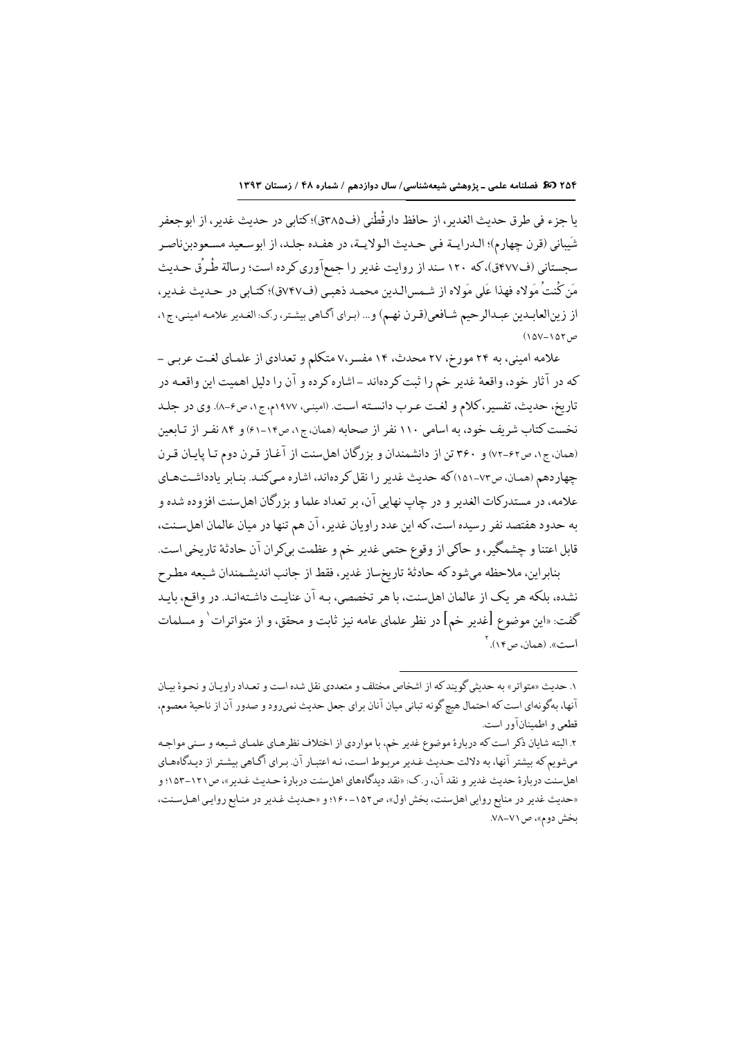یا جزء فی طرق حدیث الغدیر، از حافظ دارقُطْنی (ف۳۸۵ق)؛ کتابی در حدیث غدیر، از ابوجعفر شَیبانی (قرن چهارم)؛ الـدرایـة فـی حـدیث الـولایـة، در هفـده جلـد، از ابوسـعید مسـعودبن‌ناصـر سجستانی (ف۴۷۷ق)، که ۱۲۰ سند از روایت غدیر را جمع‌آوری کرده است؛ رسالة طُرُق حـدیث مَن کُنتُ مَولاه فهذا عَلی مَولاه از شـمس‌الـدین محمـد ذهبـی (ف۷۴۷ق)؛ کتـابی در حـدیث غـدیر، از زین‌العابـدین عبـدالرحیم شـافعی (قـرن نهـم) و... (بـرای آگـاهی بیشـتر، ر.ک: الغـدیر علامـه امینـی، ج۱، ص۱۵۲-۱۵۷)

علامه امینی، به ۲۴ مورخ، ۲۷ محدث، ۱۴ مفسر، ۷ متکلم و تعدادی از علمـای لغـت عربـی ـ که در آثار خود، واقعهٔ غدیر خم را ثبت کرده‌اند ـ اشاره کرده و آن را دلیل اهمیت این واقعـه در تاریخ، حدیث، تفسیر، کلام و لغـت عـرب دانسـته اسـت. (امینـی، ۱۹۷۷م، ج۱، ص۶-۸). وی در جلـد نخست کتاب شریف خود، به اسامی ۱۱۰ نفر از صحابه (همان، ج۱، ص۱۴-۶۱) و ۸۴ نفـر از تـابعین (همان، ج۱، ص۶۲-۷۲) و ۳۶۰ تن از دانشمندان و بزرگان اهل‌سنت از آغـاز قـرن دوم تـا پایـان قـرن چهاردهم (همـان، ص۷۳-۱۵۱) که حدیث غدیر را نقل کرده‌اند، اشاره مـی‌کنـد. بنـابر یادداشـت‌هـای علامه، در مستدرکات الغدیر و در چاپ نهایی آن، بر تعداد علما و بزرگان اهل‌سنت افزوده شده و به حدود هفتصد نفر رسیده است، که این عدد راویان غدیر، آن هم تنها در میان عالمان اهل‌سـنت، قابل اعتنا و چشمگیر، و حاکی از وقوع حتمی غدیر خم و عظمت بی‌کران آن حادثهٔ تاریخی است.

بنابراین، ملاحظه می‌شود که حادثهٔ تاریخ‌ساز غدیر، فقط از جانب اندیشـمندان شـیعه مطـرح نشده، بلکه هر یک از عالمان اهل‌سنت، با هر تخصصی، بـه آن عنایـت داشـته‌انـد. در واقـع، بایـد گفت: «این موضوع [غدیر خم] در نظر علمای عامه نیز ثابت و محقق، و از متواترات[1] و مسلمات است». (همان، ص۱۴).[2]

---

۱. حدیث «متواتر» به حدیثی گویند که از اشخاص مختلف و متعددی نقل شده است و تعـداد راویـان و نحـوهٔ بیـان آنها، به‌گونه‌ای است که احتمال هیچ گونه تبانی میان آنان برای جعل حدیث نمی‌رود و صدور آن از ناحیهٔ معصوم، قطعی و اطمینان‌آور است.

۲. البته شایان ذکر است که دربارهٔ موضوع غدیر خم، با مواردی از اختلاف نظرهـای علمـای شـیعه و سـنی مواجـه می‌شویم که بیشتر آنها، به دلالت حـدیث غـدیر مربـوط اسـت، نـه اعتبـار آن. بـرای آگـاهی بیشـتر از دیـدگاه‌هـای اهل‌سنت دربارهٔ حدیث غدیر و نقد آن، ر.ک: «نقد دیدگاه‌های اهل‌سنت دربارهٔ حـدیث غـدیر»، ص۱۲۱-۱۵۳؛ و «حدیث غدیر در منابع روایی اهل‌سنت، بخش اول»، ص۱۵۲-۱۶۰؛ و «حـدیث غـدیر در منـابع روایـی اهـل‌سـنت، بخش دوم»، ص۷۱-۷۸.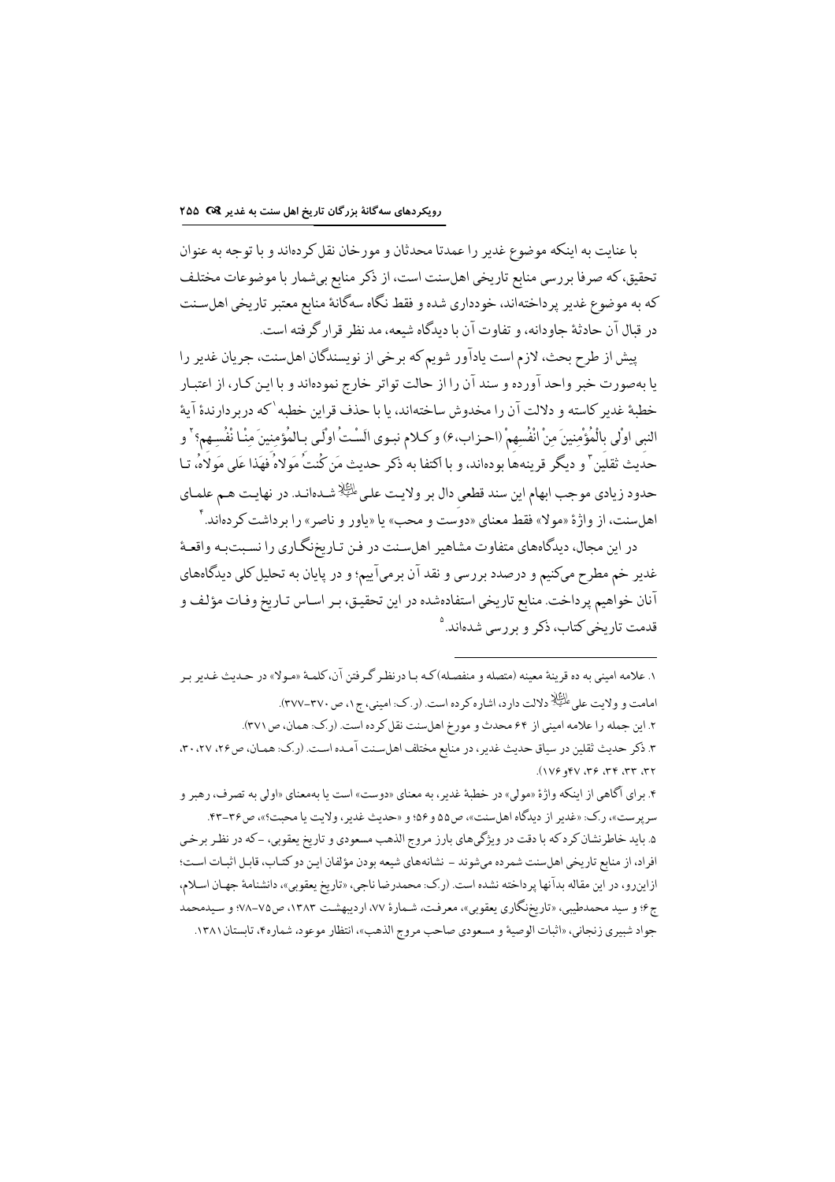با عنایت به اینکه موضوع غدیر را عمدتا محدثان و مورخان نقل کرده‌اند و با توجه به عنوان تحقیق، که صرفا بررسی منابع تاریخی اهل‌سنت است، از ذکر منابع بی‌شمار با موضوعات مختلف که به موضوع غدیر پرداخته‌اند، خودداری شده و فقط نگاه سه‌گانهٔ منابع معتبر تاریخی اهل‌سنت در قبال آن حادثهٔ جاودانه، و تفاوت آن با دیدگاه شیعه، مد نظر قرار گرفته است.

پیش از طرح بحث، لازم است یادآور شویم که برخی از نویسندگان اهل‌سنت، جریان غدیر را یا به‌صورت خبر واحد آورده و سند آن را از حالت تواتر خارج نموده‌اند و با این کار، از اعتبار خطبهٔ غدیر کاسته و دلالت آن را مخدوش ساخته‌اند، یا با حذف قراین خطبه[1] که دربردارندهٔ آیهٔ النبی اَوْلی بِالْمُؤْمِنینَ مِنْ اَنْفُسِهِمْ (احزاب،۶) و کلام نبوی اَلَسْتُ اَوْلی بِالْمُؤمِنینَ مِنْا نْفُسِهِم؟[2] و حدیث ثقلین[3] و دیگر قرینه‌ها بوده‌اند، و با اکتفا به ذکر حدیث مَن کُنتُ مَولاهُ فَهَذا عَلی مَولاهُ، تا حدود زیادی موجب ابهام این سند قطعی دال بر ولایت علی علیه‌السلام شده‌اند. در نهایت هم علمای اهل‌سنت، از واژهٔ «مولا» فقط معنای «دوست و محب» یا «یاور و ناصر» را برداشت کرده‌اند.[4]

در این مجال، دیدگاه‌های متفاوت مشاهیر اهل‌سنت در فن تاریخ‌نگاری را نسبت‌به واقعهٔ غدیر خم مطرح می‌کنیم و درصدد بررسی و نقد آن برمی‌آییم؛ و در پایان به تحلیل کلی دیدگاه‌های آنان خواهیم پرداخت. منابع تاریخی استفاده‌شده در این تحقیق، بر اساس تاریخ وفات مؤلف و قدمت تاریخی کتاب، ذکر و بررسی شده‌اند.[5]

---

۱. علامه امینی به ده قرینهٔ معینه (متصله و منفصله) که با درنظر گرفتن آن، کلمهٔ «مولا» در حدیث غدیر بر امامت و ولایت علی علیه‌السلام دلالت دارد، اشاره کرده است. (ر.ک: امینی، ج ۱، ص ۳۷۰-۳۷۷).

۲. این جمله را علامه امینی از ۶۴ محدث و مورخ اهل‌سنت نقل کرده است. (ر.ک: همان، ص ۳۷۱).

۳. ذکر حدیث ثقلین در سیاق حدیث غدیر، در منابع مختلف اهل‌سنت آمده است. (ر.ک: همان، ص ۲۶، ۲۷، ۳۰، ۳۲، ۳۳، ۳۴، ۳۶، ۴۷و ۱۷۶).

۴. برای آگاهی از اینکه واژهٔ «مولی» در خطبهٔ غدیر، به معنای «دوست» است یا به‌معنای «اولی به تصرف، رهبر و سرپرست»، ر.ک: «غدیر از دیدگاه اهل‌سنت»، ص۵۵ و ۵۶؛ و «حدیث غدیر، ولایت یا محبت؟»، ص۳۶-۴۳.

۵. باید خاطرنشان کرد که با دقت در ویژگی‌های بارز مروج الذهب مسعودی و تاریخ یعقوبی، -که در نظر برخی افراد، از منابع تاریخی اهل‌سنت شمرده می‌شوند - نشانه‌های شیعه بودن مؤلفان این دو کتاب، قابل اثبات است؛ ازاین‌رو، در این مقاله بدآنها پرداخته نشده است. (ر.ک: محمدرضا ناجی، «تاریخ یعقوبی»، دانشنامهٔ جهان اسلام، ج۶؛ و سید محمدطیبی، «تاریخ‌نگاری یعقوبی»، معرفت، شمارهٔ ۷۷، اردیبهشت ۱۳۸۳، ص۷۵-۷۸؛ و سیدمحمد جواد شبیری زنجانی، «اثبات الوصیهٔ و مسعودی صاحب مروج الذهب»، انتظار موعود، شماره۴، تابستان۱۳۸۱.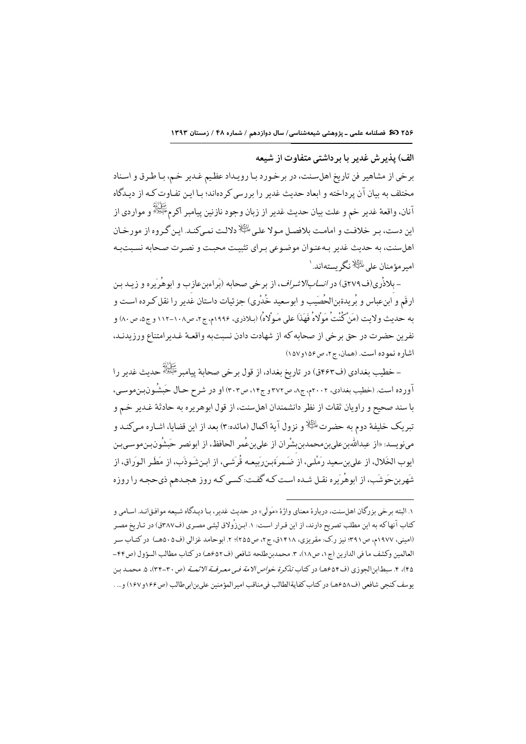### الف) پذیرش غدیر با برداشتی متفاوت از شیعه

برخی از مشاهیر فن تاریخ اهل‌سنت، در برخورد با رویداد عظیم غدیر خم، با طرق و اسناد مختلف به بیان آن پرداخته و ابعاد حدیث غدیر را بررسی کرده‌اند؛ با این تفاوت که از دیدگاه آنان، واقعهٔ غدیر خم و علت بیان حدیث غدیر از زبان وجود نازنین پیامبر اکرم ﷺ و مواردی از این دست، بر خلافت و امامت بلافصل مولا علی ؑ دلالت نمی‌کند. این گروه از مورخان اهل‌سنت، به حدیث غدیر به‌عنوان موضوعی برای تثبیت محبت و نصرت صحابه نسبت‌به امیرمؤمنان علی ؑ نگریسته‌اند.[1]

– بلاذُری(ف۲۷۹ق) در *انساب‌الاشراف*، از برخی صحابه (بَراءبن‌عازب و ابوهُرَیره و زید بن ارقَم و ابن‌عباس و بُریدةبن‌الحُصَیب و ابوسعید خُدْری) جزئیات داستان غدیر را نقل کرده است و به حدیث ولایت (مَنْ کُنْتُ مَوْلاهُ فَهَذَا علی مَولاهُ) (بلاذری، ۱۹۹۶م، ج۲، ص۱۰۸–۱۱۲ و ج۵، ص۸۰) و نفرین حضرت در حق برخی از صحابه که از شهادت دادن نسبت‌به واقعهٔ غدیرامتناع ورزیدند، اشاره نموده است. (همان، ج۲، ص۱۵۶و۱۵۷)

– خطیب بغدادی (ف۴۶۳ق) در تاریخ بغداد، از قول برخی صحابهٔ پیامبر ﷺ حدیث غدیر را آورده است. (خطیب بغدادی، ۲۰۰۲م، ج۸، ص۳۷۲ و ج۱۴، ص۳۰۳) او در شرح حال حَبشُون‌بن‌موسی، با سند صحیح و راویان ثقات از نظر دانشمندان اهل‌سنت، از قول ابوهریره به حادثهٔ غدیر خم و تبریک خلیفهٔ دوم به حضرت ؑ و نزول آیهٔ اکمال (مائده:۳) بعد از این قضایا، اشاره می‌کند و می‌نویسد: «از عبدالله‌بن‌علی‌بن‌محمدبن‌بشْران از علی‌بن‌عُمر الحافظ، از ابونصر حَبشُون‌بن‌موسی‌بن ایوب الخَلال، از علی‌بن‌سعید رَمْلی، از ضَمرَة‌بن‌رَبیعه قُرَشی، از ابن‌شَوذَب، از مَطَر الوَراق، از شَهربن‌حَوشَب، از ابوهُرَیره نقل شده است که گفت: کسی که روز هجدهم ذی‌حجه را روزه

---

۱. البته برخی بزرگان اهل‌سنت، دربارهٔ معنای واژهٔ «مَولی» در حدیث غدیر، با دیدگاه شیعه موافق‌اند. اسامی و کتاب آنها که به این مطلب تصریح دارند، از این قرار است: ۱. ابن‌زُولاق لیثی مصری (ف۳۸۷ق) در تاریخ مصر (امینی، ۱۹۷۷م، ص۳۹۱؛ نیز ر.ک: مقریزی، ۱۴۱۸ق، ج۲، ص۲۵۵)؛ ۲. ابوحامد غزالی (ف۵۰۵هـ) در کتاب سر العالمین وکشف ما فی الدارین (ج۱، ص۱۸)، ۳. محمدبن‌طلحه شافعی (ف۶۵۲هـ) در کتاب مطالب السؤول (ص۴۴–۴۵)، ۴. سبط‌ابن‌الجوزی (ف۶۵۴هـ) در کتاب *تذکرة خواص الامة فی معرفة الائمة* (ص۳۰–۳۴)، ۵. محمد بن یوسف کنجی شافعی (ف۶۵۸هـ) در کتاب کفایةالطالب فی‌مناقب امیرالمؤمنین علی‌بن‌ابی‌طالب (ص۱۶۶و۱۶۷) و... .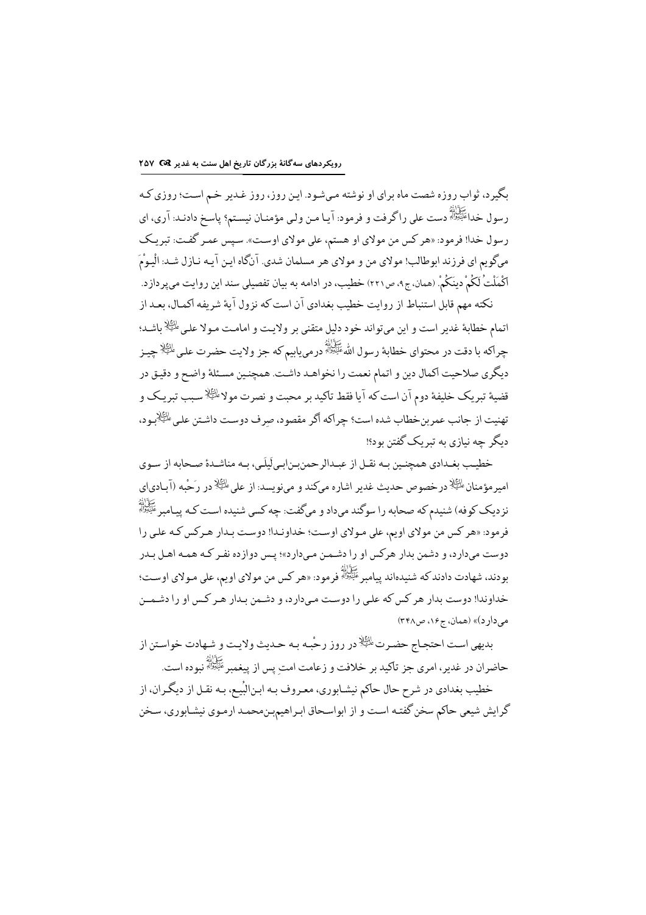بگیرد، ثواب روزه شصت ماه برای او نوشته می‌شود. این روز، روز غدیر خم است؛ روزی که رسول خدا صلی الله علیه و آله دست علی را گرفت و فرمود: آیا من ولی مؤمنان نیستم؟ پاسخ دادند: آری، ای رسول خدا! فرمود: «هر کس من مولای او هستم، علی مولای اوست». سپس عمر گفت: تبریک می‌گویم ای فرزند ابوطالب! مولای من و مولای هر مسلمان شدی. آن‌گاه این آیه نازل شد: اَلْیَوْمَ اَکْمَلْتُ لَکُمْ دینَکُمْ. (همان، ج۹، ص۲۲۱) خطیب، در ادامه به بیان تفصیلی سند این روایت می‌پردازد.

نکته مهم قابل استنباط از روایت خطیب بغدادی آن است که نزول آیهٔ شریفه اکمال، بعد از اتمام خطابهٔ غدیر است و این می‌تواند خود دلیل متقنی بر ولایت و امامت مولا علی علیه السلام باشد؛ چراکه با دقت در محتوای خطابهٔ رسول الله صلی الله علیه و آله درمی‌یابیم که جز ولایت حضرت علی علیه السلام چیز دیگری صلاحیت اکمال دین و اتمام نعمت را نخواهد داشت. همچنین مسئلهٔ واضح و دقیق در قضیهٔ تبریک خلیفهٔ دوم آن است که آیا فقط تاکید بر محبت و نصرت مولا علیه السلام سبب تبریک و تهنیت از جانب عمربن‌خطاب شده است؟ چراکه اگر مقصود، صِرف دوست داشتن علی علیه السلام بود، دیگر چه نیازی به تبریک گفتن بود؟!

خطیب بغدادی همچنین به نقل از عبدالرحمن‌بن‌ابی‌لَیلَی، به مناشدهٔ صحابه از سوی امیرمؤمنان علیه السلام درخصوص حدیث غدیر اشاره می‌کند و می‌نویسد: از علی علیه السلام در رَحْبه (آبادی‌ای نزدیک کوفه) شنیدم که صحابه را سوگند می‌داد و می‌گفت: چه کسی شنیده است که پیامبر صلی الله علیه و آله فرمود: «هر کس من مولای اویم، علی مولای اوست؛ خداوندا! دوست بدار هرکس که علی را دوست می‌دارد، و دشمن بدار هرکس او را دشمن می‌دارد»؛ پس دوازده نفر که همه اهل بدر بودند، شهادت دادند که شنیده‌اند پیامبر صلی الله علیه و آله فرمود: «هر کس من مولای اویم، علی مولای اوست؛ خداوندا! دوست بدار هر کس که علی را دوست می‌دارد، و دشمن بدار هر کس او را دشمن می‌دارد)» (همان، ج۱۶، ص۳۴۸)

بدیهی است احتجاج حضرت علیه السلام در روز رحْبه به حدیث ولایت و شهادت خواستن از حاضران در غدیر، امری جز تأکید بر خلافت و زعامت امتِ پس از پیغمبر صلی الله علیه و آله نبوده است.

خطیب بغدادی در شرح حال حاکم نیشابوری، معروف به ابن‌البَیع، به نقل از دیگران، از گرایش شیعی حاکم سخن گفته است و از ابواسحاق ابراهیم‌بن‌محمد ارموی نیشابوری، سخن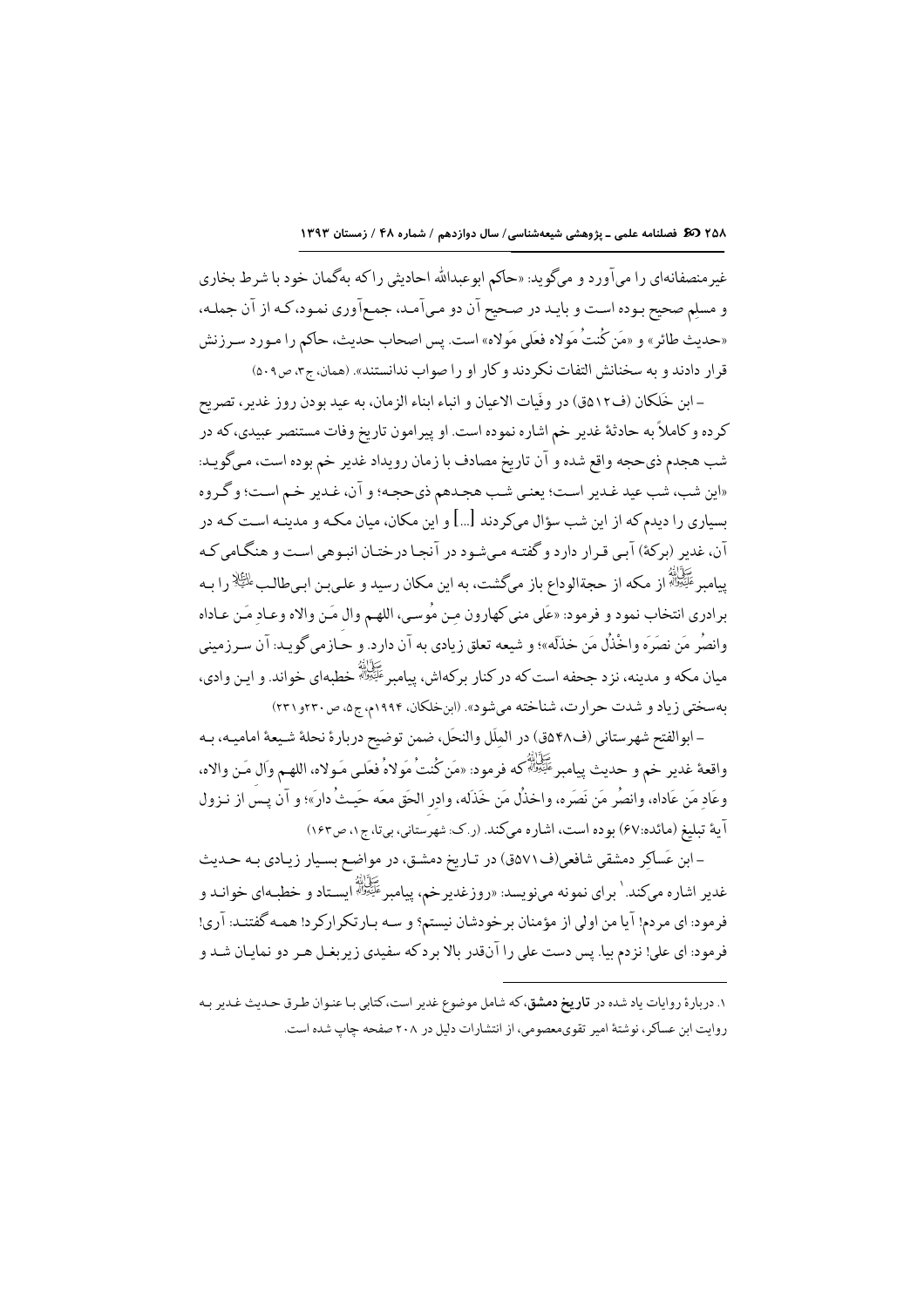غیرمنصفانه‌ای را می‌آورد و می‌گوید: «حاکم ابوعبدالله احادیثی را که به‌گمان خود با شرط بخاری و مسلم صحیح بوده است و باید در صحیح آن دو می‌آمد، جمع‌آوری نمود، که از آن جمله، «حدیث طائر» و «مَن کُنتُ مَولاه فعَلی مَولاه» است. پس اصحاب حدیث، حاکم را مورد سرزنش قرار دادند و به سخنانش التفات نکردند و کار او را صواب ندانستند». (همان، ج۳، ص۵۰۹)

– ابن خَلکان (ف۶۸۱ق) در وفَیات الاعیان و انباء ابناء الزمان، به عید بودن روز غدیر، تصریح کرده و کاملاً به حادثهٔ غدیر خم اشاره نموده است. او پیرامون تاریخ وفات مستنصر عبیدی، که در شب هجدهم ذی‌حجه واقع شده و آن تاریخ مصادف با زمان رویداد غدیر خم بوده است، می‌گوید: «این شب، شب عید غدیر است؛ یعنی شب هجدهم ذی‌حجه؛ و آن، غدیر خم است؛ و گروه بسیاری را دیدم که از این شب سؤال می‌کردند [...] و این مکان، میان مکه و مدینه است که در آن، غدیر (برکهٔ) آبی قرار دارد و گفته می‌شود در آنجا درختان انبوهی است و هنگامی که پیامبر ﷺ از مکه از حجةالوداع باز می‌گشت، به این مکان رسید و علی‌بن ابی‌طالب علیه‌السلام را به برادری انتخاب نمود و فرمود: «عَلی منی کهارون مِن مُوسی، اللهم وال مَن والاه وعادِ مَن عاداه وانصُر مَن نصرَه واخْذُل مَن خذَلَه»؛ و شیعه تعلق زیادی به آن دارد. و حازمی گوید: آن سرزمینی میان مکه و مدینه، نزد جحفه است که در کنار برکه‌اش، پیامبر ﷺ خطبه‌ای خواند. و این وادی، به‌سختی زیاد و شدت حرارت، شناخته می‌شود». (ابن‌خلکان، ۱۹۹۴م، ج۵، ص۲۳۰و۲۳۱)

– ابوالفتح شهرستانی (ف۵۴۸ق) در المِلَل والنحَل، ضمن توضیح دربارهٔ نحلهٔ شیعهٔ امامیه، به واقعهٔ غدیر خم و حدیث پیامبر ﷺ که فرمود: «مَن کُنتُ مَولاهُ فعَلی مَولاه، اللهم وَال مَن والاه، وعَادِ مَن عَاداه، وانصُر مَن نَصَره، واخذُل مَن خَذَله، وادِر الحَق معَه حَیثُ دار»؛ و آن پس از نزول آیهٔ تبلیغ (مائده:۶۷) بوده است، اشاره می‌کند. (ر.ک: شهرستانی، بی‌تا، ج۱، ص۱۶۳)

– ابن عَساکِر دمشقی شافعی(ف۵۷۱ق) در تاریخ دمشق، در مواضع بسیار زیادی به حدیث غدیر اشاره می‌کند.[1] برای نمونه می‌نویسد: «روزغدیرخم، پیامبر ﷺ ایستاد و خطبه‌ای خواند و فرمود: ای مردم! آیا من اولی از مؤمنان برخودشان نیستم؟ و سه بارتکرارکرد! همه گفتند: آری! فرمود: ای علی! نزدم بیا. پس دست علی را آن‌قدر بالا برد که سفیدی زیربغل هر دو نمایان شد و

---

۱. دربارهٔ روایات یاد شده در **تاریخ دمشق**، که شامل موضوع غدیر است، کتابی با عنوان طرق حدیث غدیر به روایت ابن عساکر، نوشتهٔ امیر تقوی‌معصومی، از انتشارات دلیل در ۲۰۸ صفحه چاپ شده است.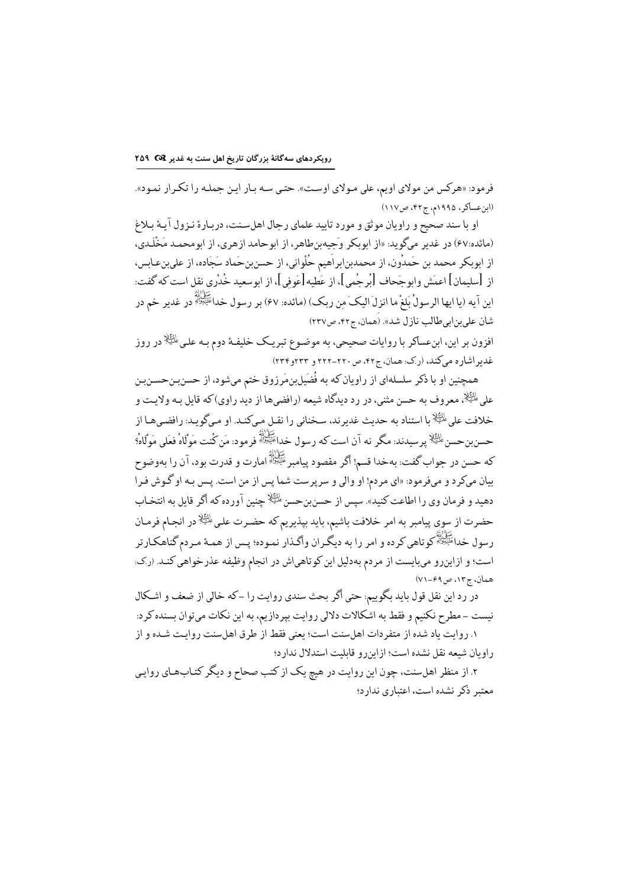فرمود: «هرکس من مولای اویم، علی مولای اوست». حتی سه بار این جمله را تکرار نمود». (ابن‌عساکر، ۱۹۹۵م، ج۴۲، ص۱۱۷)

او با سند صحیح و مورد تایید علمای رجال اهل‌سنت، دربارهٔ نزول آیهٔ بلاغ (مائده:۶۷) در غدیر می‌گوید: «از ابوبکر وَجیه‌بن‌طاهر، از ابوحامد ازهری، از ابومحمد مَخْلَدی، از ابوبکر محمد بن حَمدُون، از محمدبن‌ابراهیم حُلْوانی، از حسن‌بن‌حَماد سَجّاده، از علی‌بن‌عابس، از [سلیمان] اعمَش وابوجَحاف [بُرجُمی]، از عَطیه[عَوفی]، از ابوسعید خُدْری نقل است که گفت: این آیه (یا ایها الرسولُ بَلغْ ما انزلَ الیکَ مِن ربک) (مائده: ۶۷) بر رسول خدا صلی‌الله‌علیه‌وآله در غدیر خم در شان علی‌بن‌ابی‌طالب نازل شد». (همان، ج۴۲، ص۲۳۷)

افزون بر این، ابن‌عساکر با روایات صحیحی، به موضوع تبریک خلیفهٔ دوم به علی علیه‌السلام در روز غدیراشاره می‌کند. (ر.ک: همان، ج۴۲، ص ۲۲۰-۲۲۲ و ۲۳۳و۲۳۴)

همچنین او با ذکر سلسله‌ای از راویان که به فُضَیل‌بن‌مَرزوق ختم می‌شود، از حسن‌بن‌حسن‌بن علی علیه‌السلام، معروف به حسن مثنی، در رد دیدگاه شیعه (رافضی‌ها از دید راوی) که قایل به ولایت و خلافت علی علیه‌السلام با استناد به حدیث غدیرند، سخنانی را نقل می‌کند. او می‌گوید: رافضی‌ها از حسن‌بن‌حسن علیه‌السلام پرسیدند: مگر نه آن است که رسول خدا صلی‌الله‌علیه‌وآله فرمود: مَن کُنت مَوْلاهُ فعَلی مَوْلاهُ؟ که حسن در جواب گفت: به‌خدا قسم! اگر مقصود پیامبر صلی‌الله‌علیه‌وآله امارت و قدرت بود، آن را به‌وضوح بیان می‌کرد و می‌فرمود: «ای مردم! او والی و سرپرست شما پس از من است. پس به او گوش فرا دهید و فرمان وی را اطاعت کنید». سپس از حسن‌بن‌حسن علیه‌السلام چنین آورده که اگر قایل به انتخاب حضرت از سوی پیامبر به امر خلافت باشیم، باید بپذیریم که حضرت علی علیه‌السلام در انجام فرمان رسول خدا صلی‌الله‌علیه‌وآله کوتاهی کرده و امر را به دیگران واگذار نموده؛ پس از همهٔ مردم گناهکارتر است؛ و ازاین‌رو می‌بایست از مردم به‌دلیل این کوتاهی‌اش در انجام وظیفه عذرخواهی کند. (ر.ک: همان، ج۱۳، ص۶۹-۷۱)

در رد این نقل قول باید بگوییم: حتی اگر بحث سندی روایت را -که خالی از ضعف و اشکال نیست- مطرح نکنیم و فقط به اشکالات دلالی روایت بپردازیم، به این نکات می‌توان بسنده کرد:

۱. روایت یاد شده از متفردات اهل‌سنت است؛ یعنی فقط از طرق اهل‌سنت روایت شده و از راویان شیعه نقل نشده است؛ ازاین‌رو قابلیت استدلال ندارد؛

۲. از منظر اهل‌سنت، چون این روایت در هیچ یک از کتب صحاح و دیگر کتاب‌های روایی معتبر ذکر نشده است، اعتباری ندارد؛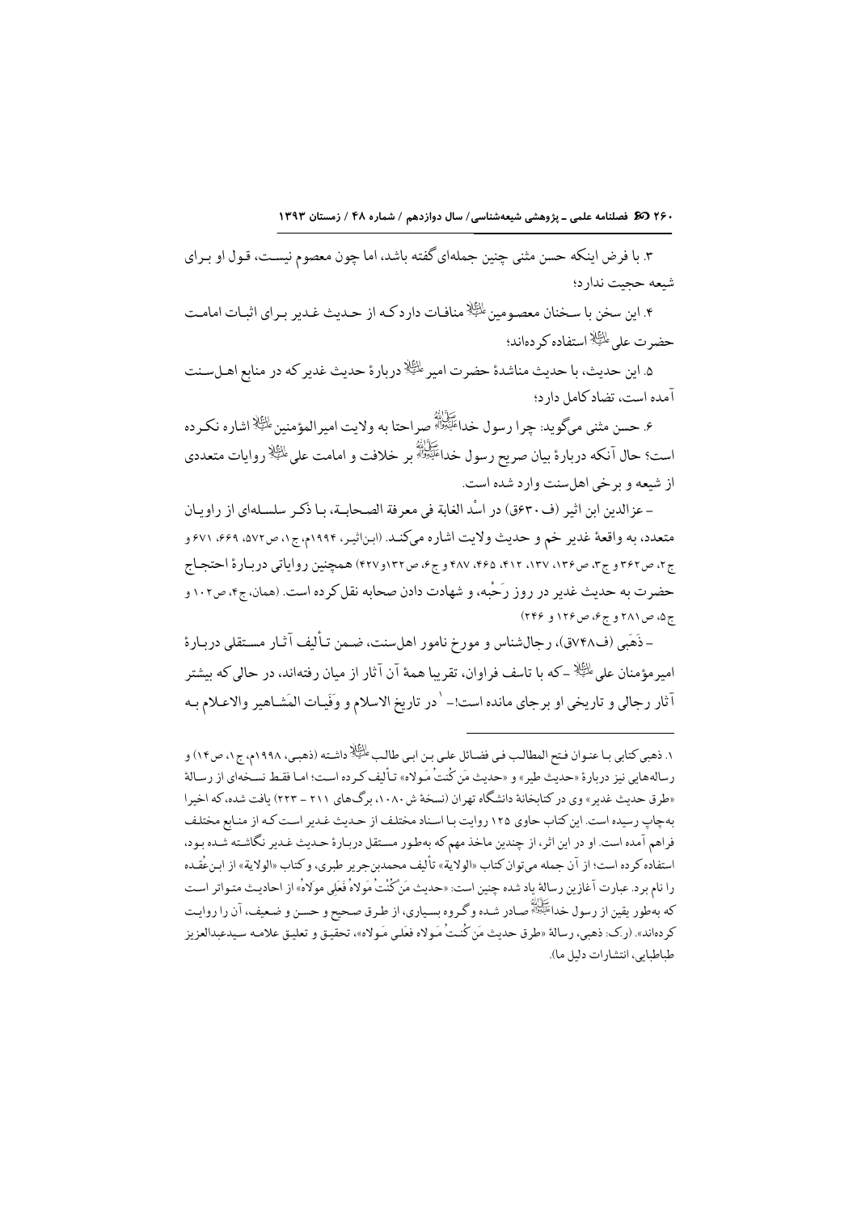۳. با فرض اینکه حسن مثنی چنین جمله‌ای گفته باشد، اما چون معصوم نیست، قول او برای شیعه حجیت ندارد؛

۴. این سخن با سخنان معصومین علیهم‌السلام منافات دارد که از حدیث غدیر برای اثبات امامت حضرت علی علیه‌السلام استفاده کرده‌اند؛

۵. این حدیث، با حدیث مناشدهٔ حضرت امیر علیه‌السلام دربارهٔ حدیث غدیر که در منابع اهل‌سنت آمده است، تضاد کامل دارد؛

۶. حسن مثنی می‌گوید: چرا رسول خدا صلی‌الله‌علیه‌وآله صراحتا به ولایت امیرالمؤمنین علیه‌السلام اشاره نکرده است؟ حال آنکه دربارهٔ بیان صریح رسول خدا صلی‌الله‌علیه‌وآله بر خلافت و امامت علی علیه‌السلام روایات متعددی از شیعه و برخی اهل‌سنت وارد شده است.

– عزالدین ابن اثیر (ف ۶۳۰ق) در اسْد الغابة فی معرفة الصحابة، با ذکر سلسله‌ای از راویان متعدد، به واقعهٔ غدیر خم و حدیث ولایت اشاره می‌کند. (ابن‌اثیر، ۱۹۹۴م، ج۱، ص۵۷۲، ۶۶۹، ۶۷۱ و ج۲، ص۳۶۲ و ج۳، ص۱۳۶، ۱۳۷، ۴۱۲، ۴۶۵، ۴۸۷ و ج۶، ص۱۳۲و۴۲۷) همچنین روایاتی دربارهٔ احتجاج حضرت به حدیث غدیر در روز رَحْبه، و شهادت دادن صحابه نقل کرده است. (همان، ج۴، ص۱۰۲ و ج۵، ص۲۸۱ و ج۶، ص۱۲۶ و ۲۴۶)

– ذَهَبی (ف۷۴۸ق)، رجال‌شناس و مورخ نامور اهل‌سنت، ضمن تألیف آثار مستقلی دربارهٔ امیرمؤمنان علی علیه‌السلام –که با تاسف فراوان، تقریبا همهٔ آن آثار از میان رفته‌اند، در حالی که بیشتر آثار رجالی و تاریخی او برجای مانده است!–[1] در تاریخ الاسلام و وَفَیات المَشاهیر والاعلام به

---

۱. ذهبی کتابی با عنوان فتح المطالب فی فضائل علی بن ابی طالب علیه‌السلام داشته (ذهبی، ۱۹۹۸م، ج۱، ص۱۴) و رساله‌هایی نیز دربارهٔ «حدیث طیر» و «حدیث مَن کُنتُ مَولاه» تألیف کرده است؛ اما فقط نسخه‌ای از رسالهٔ «طرق حدیث غدیر» وی در کتابخانهٔ دانشگاه تهران (نسخهٔ ش ۱۰۸۰، برگ‌های ۲۱۱ – ۲۲۳) یافت شده، که اخیرا به‌چاپ رسیده است. این کتاب حاوی ۱۲۵ روایت با اسناد مختلف از حدیث غدیر است که از منابع مختلف فراهم آمده است. او در این اثر، از چندین ماخذ مهم که به‌طور مستقل دربارهٔ حدیث غدیر نگاشته شده بود، استفاده کرده است؛ از آن جمله می‌توان کتاب «الولایة» تألیف محمدبن‌جریر طبری، و کتاب «الولایة» از ابن‌عُقده را نام برد. عبارت آغازین رسالهٔ یاد شده چنین است: «حدیث مَن کُنْتُ مَولاهُ فَعَلِی مولاهُ» از احادیث متواتر است که به‌طور یقین از رسول خدا صلی‌الله‌علیه‌وآله صادر شده و گروه بسیاری، از طرق صحیح و حسن و ضعیف، آن را روایت کرده‌اند». (ر.ک: ذهبی، رسالهٔ «طرق حدیث مَن کُنتُ مَولاه فعَلی مَولاه»، تحقیق و تعلیق علامه سیدعبدالعزیز طباطبایی، انتشارات دلیل ما).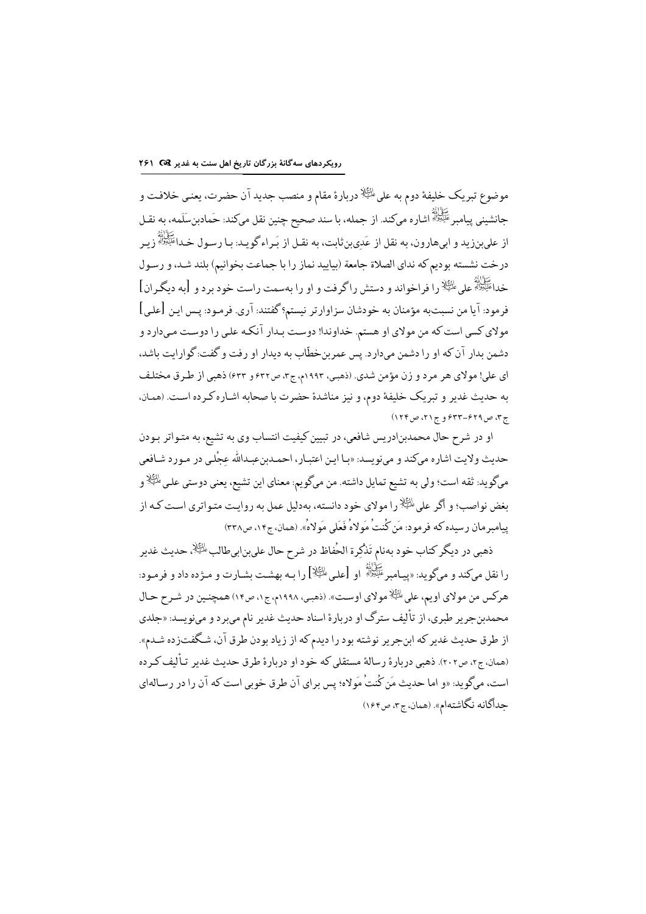موضوع تبریک خلیفهٔ دوم به علی علیه‌السلام دربارهٔ مقام و منصب جدید آن حضرت، یعنی خلافت و جانشینی پیامبر صلی‌الله‌علیه‌وآله اشاره می‌کند. از جمله، با سند صحیح چنین نقل می‌کند: حَمادبن‌سَلَمه، به نقل از علی‌بن‌زید و ابی‌هارون، به نقل از عَدی‌بن‌ثابت، به نقل از بَراء گوید: بـا رسـول خـدا صلی‌الله‌علیه‌وآله زیـر درخت نشسته بودیم که ندای الصلاة جامعة (بیایید نماز را با جماعت بخوانیم) بلند شـد، و رسـول خدا صلی‌الله‌علیه‌وآله علی علیه‌السلام را فراخواند و دستش را گرفت و او را به‌سمت راست خود برد و [به دیگـران] فرمود: آیا من نسبت‌به مؤمنان به خودشان سزاوارتر نیستم؟ گفتند: آری. فرمـود: پـس ایـن [علـی] مولای کسی است که من مولای او هستم. خداوندا! دوست بـدار آنکـه علی را دوست مـی‌دارد و دشمن بدار آن که او را دشمن می‌دارد. پس عمربن‌خطّاب به دیدار او رفت و گفت: گوارایت باشد، ای علی! مولای هر مرد و زن مؤمن شدی. (ذهبی، ۱۹۹۳م، ج۳، ص۶۳۲ و ۶۳۳) ذهبی از طـرق مختلف به حدیث غدیر و تبریک خلیفهٔ دوم، و نیز مناشدهٔ حضرت با صحابه اشـاره کـرده اسـت. (همـان، ج۳، ص۶۲۹-۶۳۳ و ج۲۱، ص۱۲۴)

او در شرح حال محمدبن‌ادریس شافعی، در تبیین کیفیت انتساب وی به تشیع، به متـواتر بـودن حدیث ولایت اشاره می‌کند و می‌نویسد: «بـا ایـن اعتبـار، احمـدبن‌عبـدالله عِجْلی در مـورد شـافعی می‌گوید: ثقه است؛ ولی به تشیع تمایل داشته. من می‌گویم: معنای این تشیع، یعنی دوستی علی علیه‌السلام و بغض نواصب؛ و اگر علی علیه‌السلام را مولای خود دانسته، به‌دلیل عمل به روایت متـواتری اسـت کـه از پیامبرمان رسیده که فرمود: مَن کُنتُ مَولاهُ فَعَلی مَولاهُ». (همان، ج۱۴، ص۳۳۸)

ذهبی در دیگر کتاب خود به‌نام تَذکِرة الحُفاظ در شرح حال علی‌بن‌ابی‌طالب علیه‌السلام، حدیث غدیر را نقل می‌کند و می‌گوید: «پیـامبر صلی‌الله‌علیه‌وآله او [علـی علیه‌السلام] را بـه بهشـت بشـارت و مـژده داد و فرمـود: هرکس من مولای اویم، علی علیه‌السلام مولای اوسـت». (ذهبی، ۱۹۹۸م، ج۱، ص۱۴) همچنـین در شـرح حـال محمدبن‌جریر طبری، از تألیف سترگ او دربارهٔ اسناد حدیث غدیر نام می‌برد و می‌نویسد: «جلدی از طرق حدیث غدیر که ابن‌جریر نوشته بود را دیدم که از زیاد بودن طرق آن، شـگفت‌زده شـدم». (همان، ج۲، ص۲۰۲). ذهبی دربارهٔ رسالهٔ مستقلی که خود او دربارهٔ طرق حدیث غدیر تـألیف کـرده است، می‌گوید: «و اما حدیث مَن کُنتُ مَولاه؛ پس برای آن طرق خوبی است که آن را در رسـاله‌ای جداگانه نگاشته‌ام». (همان، ج۳، ص۱۶۴)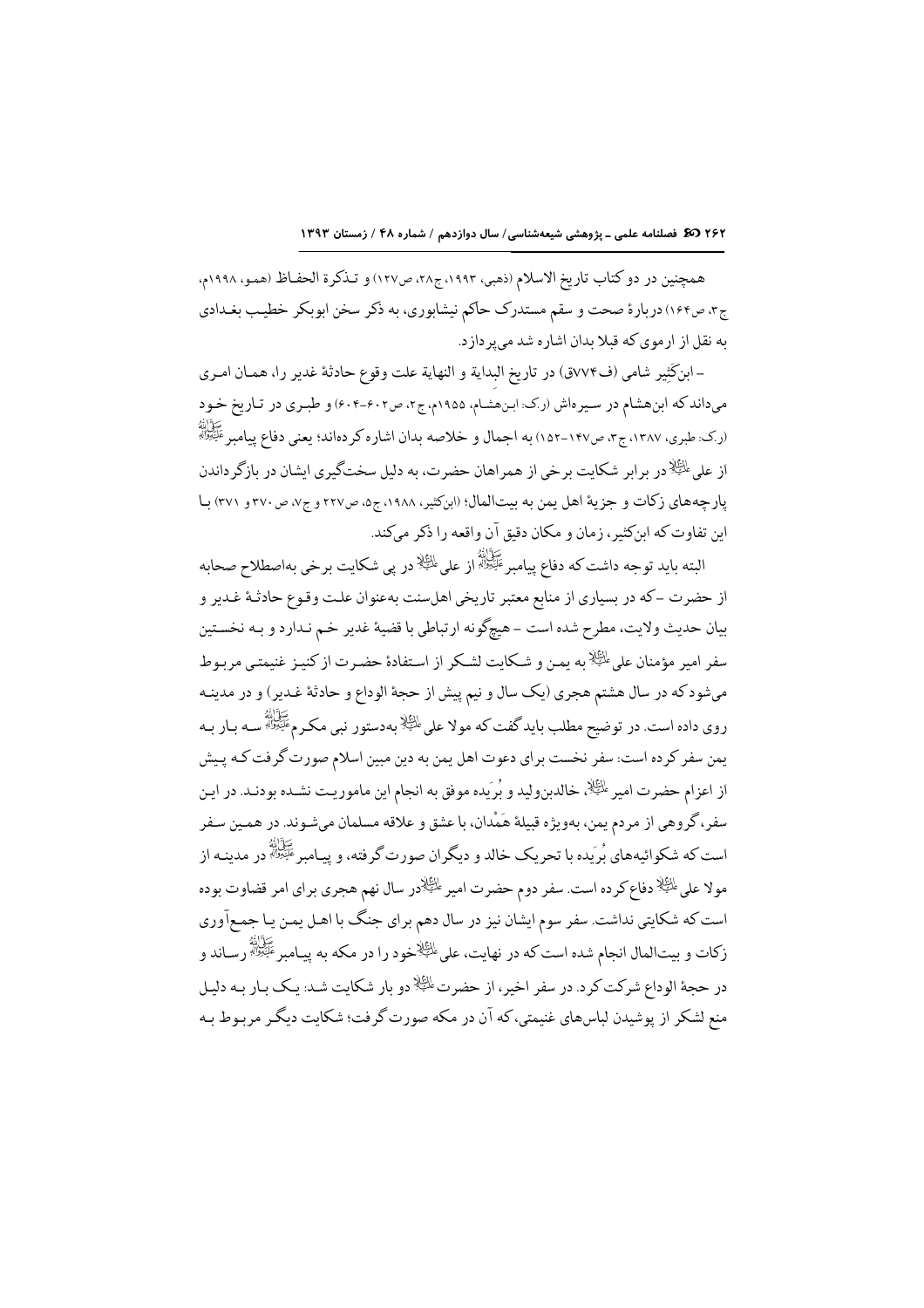همچنین در دو کتاب تاریخ الاسلام (ذهبی، ۱۹۹۳، ج۲۸، ص۱۲۷) و تـذکرة الحفـاظ (همـو، ۱۹۹۸م، ج۳، ص۱۶۴) دربارهٔ صحت و سقم مستدرک حاکم نیشابوری، به ذکر سخن ابوبکر خطیب بغـدادی به نقل از ارموی که قبلا بدان اشاره شد می‌پردازد.

– ابن‌کَثیر شامی (ف۷۷۴ق) در تاریخ البدایة و النهایة علت وقوع حادثهٔ غدیر را، همـان امـری می‌داند که ابن‌هشام در سیره‌اش (ر.ک: ابن‌هشام، ۱۹۵۵م، ج۲، ص۶۰۲-۶۰۴) و طبـری در تـاریخ خـود (ر.ک: طبری، ۱۳۸۷، ج۳، ص۱۴۷-۱۵۲) به اجمال و خلاصه بدان اشاره کرده‌اند؛ یعنی دفاع پیامبر ﷺ از علی علیه‌السلام در برابر شکایت برخی از همراهان حضرت، به دلیل سخت‌گیری ایشان در بازگرداندن پارچه‌های زکات و جزیهٔ اهل یمن به بیت‌المال؛ (ابن‌کثیر، ۱۹۸۸، ج۵، ص۲۲۷ و ج۷، ص۳۷۰ و ۳۷۱) بـا این تفاوت که ابن‌کثیر، زمان و مکان دقیق آن واقعه را ذکر می‌کند.

البته باید توجه داشت که دفاع پیامبر ﷺ از علی علیه‌السلام در پی شکایت برخی به‌اصطلاح صحابه از حضرت –که در بسیاری از منابع معتبر تاریخی اهل‌سنت به‌عنوان علت وقـوع حادثـهٔ غـدیر و بیان حدیث ولایت، مطرح شده است – هیچ‌گونه ارتباطی با قضیهٔ غدیر خـم نـدارد و بـه نخسـتین سفر امیر مؤمنان علی علیه‌السلام به یمـن و شـکایت لشـکر از اسـتفادهٔ حضـرت از کنیـز غنیمتـی مربـوط می‌شود که در سال هشتم هجری (یک سال و نیم پیش از حجةُ الوداع و حادثهٔ غـدیر) و در مدینـه روی داده است. در توضیح مطلب باید گفت که مولا علی علیه‌السلام به‌دستور نبی مکـرم ﷺ سـه بـار بـه یمن سفر کرده است: سفر نخست برای دعوت اهل یمن به دین مبین اسلام صورت گرفت کـه پـیش از اعزام حضرت امیر علیه‌السلام، خالدبن‌ولید و بُرَیده موفق به انجام این ماموریـت نشـده بودنـد. در ایـن سفر، گروهی از مردم یمن، به‌ویژه قبیلهٔ هَمْدان، با عشق و علاقه مسلمان می‌شـوند. در همـین سـفر است که شکوائیه‌های بُرَیده با تحریک خالد و دیگران صورت گرفته، و پیـامبر ﷺ در مدینـه از مولا علی علیه‌السلام دفاع کرده است. سفر دوم حضرت امیر علیه‌السلام در سال نهم هجری برای امر قضاوت بوده است که شکایتی نداشت. سفر سوم ایشان نیز در سال دهم برای جنگ با اهـل یمـن یـا جمـع‌آوری زکات و بیت‌المال انجام شده است که در نهایت، علی علیه‌السلام خود را در مکه به پیـامبر ﷺ رسـاند و در حجةُ الوداع شرکت کرد. در سفر اخیر، از حضرت علیه‌السلام دو بار شکایت شـد: یـک بـار بـه دلیـل منع لشکر از پوشیدن لباس‌های غنیمتی، که آن در مکه صورت گرفت؛ شکایت دیگـر مربـوط بـه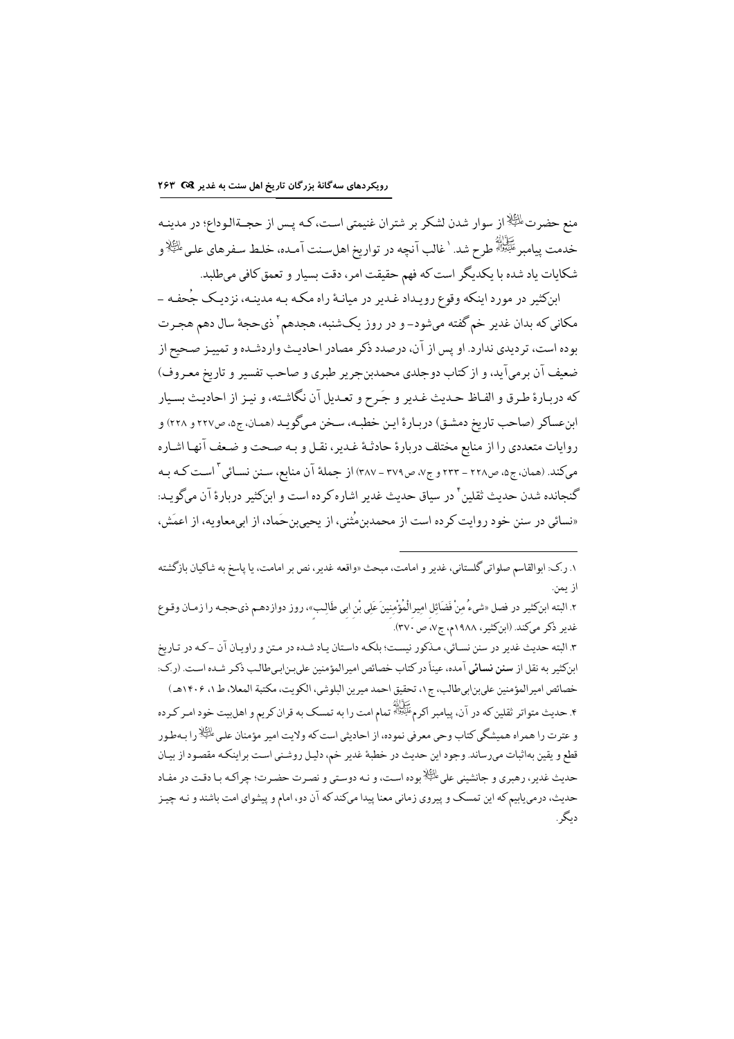منع حضرت علیه السلام از سوار شدن لشکر بر شتران غنیمتی است، که پس از حجة‌الوداع؛ در مدینه خدمت پیامبر صلی الله علیه و آله طرح شد.[1] غالب آنچه در تواریخ اهل‌سنت آمده، خلط سفرهای علی علیه السلام و شکایات یاد شده با یکدیگر است که فهم حقیقت امر، دقت بسیار و تعمق کافی می‌طلبد.

ابن‌کثیر در مورد اینکه وقوع رویداد غدیر در میانهٔ راه مکه به مدینه، نزدیک جُحفه – مکانی که بدان غدیر خم گفته می‌شود– و در روز یک‌شنبه، هجدهم[2] ذی‌حجهٔ سال دهم هجرت بوده است، تردیدی ندارد. او پس از آن، درصدد ذکر مصادر احادیث واردشده و تمییز صحیح از ضعیف آن برمی‌آید، و از کتاب دوجلدی محمدبن‌جریر طبری و صاحب تفسیر و تاریخ معروف) که دربارهٔ طرق و الفاظ حدیث غدیر و جَرح و تعدیل آن نگاشته، و نیز از احادیث بسیار ابن‌عساکر (صاحب تاریخ دمشق) دربارهٔ این خطبه، سخن می‌گوید (همان، ج۵، ص۲۲۷ و ۲۲۸) و روایات متعددی را از منابع مختلف دربارهٔ حادثهٔ غدیر، نقل و به صحت و ضعف آنها اشاره می‌کند. (همان، ج۵، ص۲۲۸ – ۲۳۳ و ج۷، ص۳۷۹ – ۳۸۷) از جملهٔ آن منابع، سنن نسائی[3] است که به گنجانده شدن حدیث ثقلین[4] در سیاق حدیث غدیر اشاره کرده است و ابن‌کثیر دربارهٔ آن می‌گوید: «نسائی در سنن خود روایت کرده است از محمدبن‌مُثنی، از یحیی‌بن‌حَماد، از ابی‌معاویه، از اعمَش،

---

۱. ر.ک: ابوالقاسم صلواتی گلستانی، غدیر و امامت، مبحث «واقعه غدیر، نص بر امامت، یا پاسخ به شاکیان بازگشته از یمن.

۲. البته ابن‌کثیر در فصل «شیءٌ مِنْ فَضَائِلِ امیرِالْمُؤْمِنینَ عَلِی بْنِ ابی طَالِبٍ»، روز دوازدهم ذی‌حجه را زمان وقوع غدیر ذکر می‌کند. (ابن‌کثیر، ۱۹۸۸م، ج۷، ص ۳۷۰).

۳. البته حدیث غدیر در سنن نسائی، مذکور نیست؛ بلکه داستان یاد شده در متن و راویان آن –که در تاریخ ابن‌کثیر به نقل از **سنن نسائی** آمده، عیناً در کتاب خصائص امیرالمؤمنین علی‌بن‌ابی‌طالب ذکر شده است. (ر.ک: خصائص امیرالمؤمنین علی‌بن‌ابی‌طالب، ج۱، تحقیق احمد میرین البلوشی، الکویت، مکتبة المعلا، ط ۱، ۱۴۰۶هـ)

۴. حدیث متواتر ثقلین که در آن، پیامبر اکرم صلی الله علیه و آله تمام امت را به تمسک به قرآن کریم و اهل‌بیت خود امر کرده و عترت را همراه همیشگی کتاب وحی معرفی نموده، از احادیثی است که ولایت امیر مؤمنان علی علیه السلام را به‌طور قطع و یقین به‌اثبات می‌رساند. وجود این حدیث در خطبهٔ غدیر خم، دلیل روشنی است براینکه مقصود از بیان حدیث غدیر، رهبری و جانشینی علی علیه السلام بوده است، و نه دوستی و نصرت حضرت؛ چراکه با دقت در مفاد حدیث، درمی‌یابیم که این تمسک و پیروی زمانی معنا پیدا می‌کند که آن دو، امام و پیشوای امت باشند و نه چیز دیگر.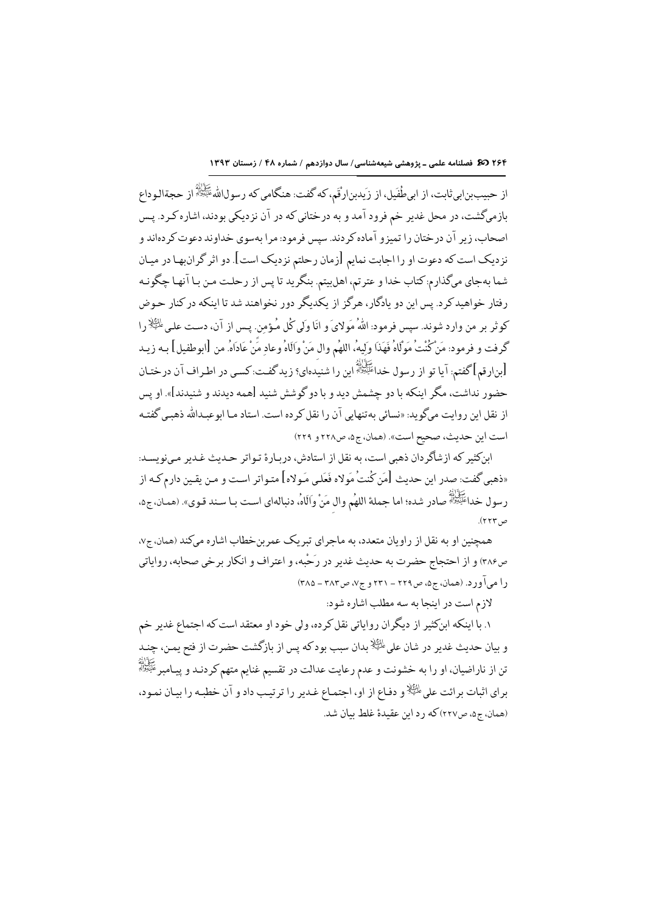از حبیب‌بن‌ابی‌ثابت، از ابی‌طُفَیل، از زَیدبن‌ارْقَم، که گفت: هنگامی که رسول‌الله‌ﷺ از حجةالوداع بازمی‌گشت، در محل غدیر خم فرود آمد و به درختانی که در آن نزدیکی بودند، اشاره کرد. پس اصحاب، زیر آن درختان را تمیز و آماده کردند. سپس فرمود: مرا به‌سوی خداوند دعوت کرده‌اند و نزدیک است که دعوت او را اجابت نمایم [زمان رحلتم نزدیک است]. دو اثر گران‌بها در میان شما به‌جای می‌گذارم: کتاب خدا و عترتم، اهل‌بیتم. بنگرید تا پس از رحلت من با آنها چگونه رفتار خواهید کرد. پس این دو یادگار، هرگز از یکدیگر دور نخواهند شد تا اینکه در کنار حوض کوثر بر من وارد شوند. سپس فرمود: اللهُ مَولایَ و انَا وَلِی کُلِ مُؤمِن. پس از آن، دست علی‌علیه‌السلام را گرفت و فرمود: مَنْ کُنْتُ مَوْلاهُ فَهَذَا وَلِیهُ، اللهُم والِ مَنْ وَالَاهُ وعادِ مَنْ عَادَاهُ. من [ابوطفیل] به زید [بن‌ارقم] گفتم: آیا تو از رسول خداﷺ این را شنیده‌ای؟ زید گفت: کسی در اطراف آن درختان حضور نداشت، مگر اینکه با دو چشمش دید و با دو گوشش شنید [همه دیدند و شنیدند]». او پس از نقل این روایت می‌گوید: «نسائی به‌تنهایی آن را نقل کرده است. استاد ما ابوعبدالله ذهبی گفته است این حدیث، صحیح است». (همان، ج۵، ص۲۲۸ و ۲۲۹)

ابن‌کثیر که از شاگردان ذهبی است، به نقل از استادش، دربارهٔ تواتر حدیث غدیر می‌نویسد: «ذهبی گفت: صدر این حدیث [مَن کُنتُ مَولاه فَعَلی مَولاه] متواتر است و من یقین دارم که از رسول خداﷺ صادر شده؛ اما جملهٔ اللهُم والِ مَنْ وَالَاهُ، دنباله‌ای است با سند قوی». (همان، ج۵، ص۲۳۳).

همچنین او به نقل از راویان متعدد، به ماجرای تبریک عمربن‌خطاب اشاره می‌کند (همان، ج۷، ص۳۸۶) و از احتجاج حضرت به حدیث غدیر در رَحْبه، و اعتراف و انکار برخی صحابه، روایاتی را می‌آورد. (همان، ج۵، ص۲۲۹ – ۲۳۱ و ج۷، ص۳۸۳ – ۳۸۵)

لازم است در اینجا به سه مطلب اشاره شود:

۱. با اینکه ابن‌کثیر از دیگران روایاتی نقل کرده، ولی خود او معتقد است که اجتماع غدیر خم و بیان حدیث غدیر در شان علی‌علیه‌السلام بدان سبب بود که پس از بازگشت حضرت از فتح یمن، چند تن از ناراضیان، او را به خشونت و عدم رعایت عدالت در تقسیم غنایم متهم کردند و پیامبرﷺ برای اثبات برائت علی‌علیه‌السلام و دفاع از او، اجتماع غدیر را ترتیب داد و آن خطبه را بیان نمود، (همان، ج۵، ص۲۲۷) که رد این عقیدهٔ غلط بیان شد.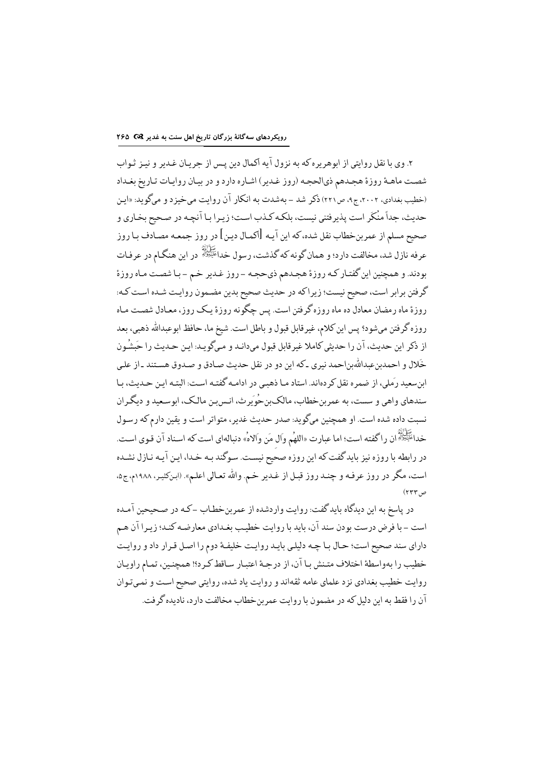۲. وی با نقل روایتی از ابوهریره که به نزول آیه اکمال دین پس از جریان غدیر و نیز ثواب شصت ماههٔ روزهٔ هجدهم ذی‌الحجه (روز غدیر) اشاره دارد و در بیان روایات تاریخ بغداد (خطیب بغدادی، ۲۰۰۲، ج۹، ص۲۲۱) ذکر شد - به‌شدت به انکار آن روایت می‌خیزد و می‌گوید: «این حدیث، جداً منکَر است پذیرفتنی نیست، بلکه کذب است؛ زیرا با آنچه در صحیح بخاری و صحیح مسلم از عمربن‌خطاب نقل شده، که این آیه [اکمال دین] در روز جمعه مصادف با روز عرفه نازل شد، مخالفت دارد؛ و همان گونه که گذشت، رسول خدا ﷺ در این هنگام در عرفات بودند. و همچنین این گفتار که روزهٔ روز هجدهم ذی‌حجه - روز غدیر خم - با شصت ماه روزهٔ گرفتن برابر است، صحیح نیست؛ زیرا که در حدیث صحیح بدین مضمون روایت شده است که: روزهٔ ماه رمضان معادل ده ماه روزه گرفتن است. پس چگونه روزهٔ یک روز، معادل شصت ماه روزه گرفتن می‌شود؟ پس این کلام، غیرقابل قبول و باطل است. شیخ ما، حافظ ابوعبدالله ذهبی، بعد از ذکر این حدیث، آن را حدیثی کاملا غیرقابل قبول می‌داند و می‌گوید: این حدیث را حَبشُون خَلال و احمدبن‌عبدالله‌بن‌احمد نیری -که این دو در نقل حدیث صادق و صدوق هستند- از علی ابن‌سعید رَملی، از ضمره نقل کرده‌اند. استاد ما ذهبی در ادامه گفته است: البته این حدیث، با سندهای واهی و سست، به عمربن‌خطاب، مالک‌بن‌حُوَیرث، انس‌بن مالک، ابوسعید و دیگران نسبت داده شده است. او همچنین می‌گوید: صدر حدیث غدیر، متواتر است و یقین دارم که رسول خدا ﷺ آن را گفته است؛ اما عبارت «اللهُم وَالِ مَن وَالاهُ» دنباله‌ای است که اسناد آن قوی است. در رابطه با روزه نیز باید گفت که این روزه صحیح نیست. سوگند به خدا، این آیه نازل نشده است، مگر در روز عرفه و چند روز قبل از غدیر خم. والله تعالی اعلم». (ابن‌کثیر، ۱۹۸۸م، ج۵، ص۲۳۳)

در پاسخ به این دیدگاه باید گفت: روایت واردشده از عمربن‌خطاب -که در صحیحین آمده است- با فرض درست بودن سند آن، باید با روایت خطیب بغدادی معارضه کند؛ زیرا آن هم دارای سند صحیح است؛ حال با چه دلیلی باید روایت خلیفهٔ دوم را اصل قرار داد و روایت خطیب را به‌واسطهٔ اختلاف متنش با آن، از درجهٔ اعتبار ساقط کرد؟! همچنین، تمام راویان روایت خطیب بغدادی نزد علمای عامه ثقه‌اند و روایت یاد شده، روایتی صحیح است و نمی‌توان آن را فقط به این دلیل که در مضمون با روایت عمربن‌خطاب مخالفت دارد، نادیده گرفت.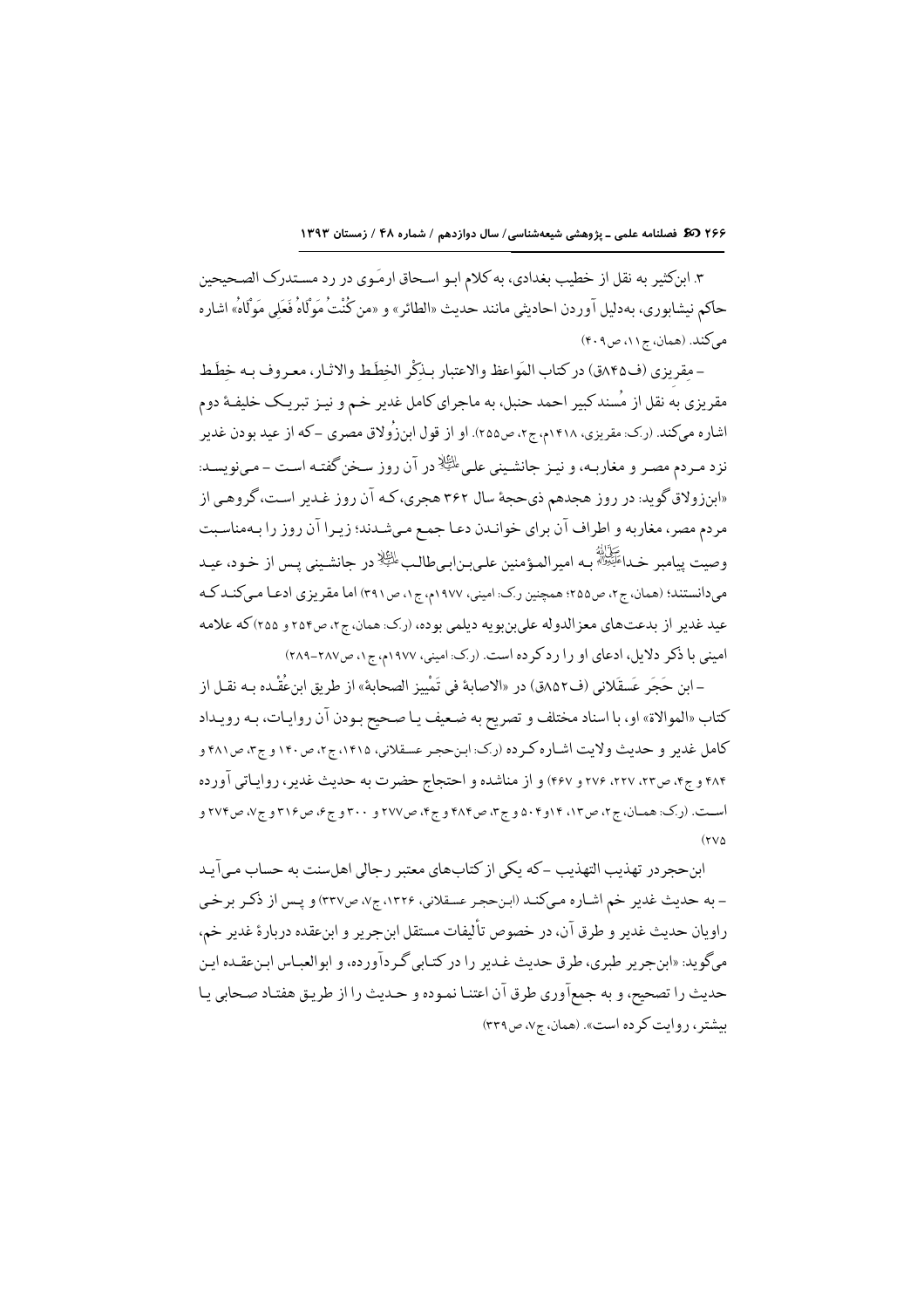۳. ابن‌کثیر به نقل از خطیب بغدادی، به کلام ابو اسحاق ارمَوی در رد مستدرک الصحیحین حاکم نیشابوری، به‌دلیل آوردن احادیثی مانند حدیث «الطائر» و «من کُنْتُ مَوْلاهُ فَعَلِی مَوْلاهُ» اشاره می‌کند. (همان، ج۱۱، ص۴۰۹)

– مِقریزی (ف۸۴۵ق) در کتاب المَواعظ والاعتبار بذِکْر الخِطَط والاثار، معروف به خِطَط مقریزی به نقل از مُسند کبیر احمد حنبل، به ماجرای کامل غدیر خم و نیز تبریک خلیفهٔ دوم اشاره می‌کند. (ر.ک: مقریزی، ۱۴۱۸م، ج۲، ص۲۵۵). او از قول ابن‌زُولاق مصری – که از عید بودن غدیر نزد مردم مصر و مغاربه، و نیز جانشینی علی علیه‌السلام در آن روز سخن گفته است – می‌نویسد: «ابن‌زولاق گوید: در روز هجدهم ذی‌حجهٔ سال ۳۶۲ هجری، که آن روز غدیر است، گروهی از مردم مصر، مغاربه و اطراف آن برای خواندن دعا جمع می‌شدند؛ زیرا آن روز را به‌مناسبت وصیت پیامبر خدا صلی‌الله‌علیه‌وآله به امیرالمؤمنین علی‌بن‌ابی‌طالب علیه‌السلام در جانشینی پس از خود، عید می‌دانستند؛ (همان، ج۲، ص۲۵۵؛ همچنین ر.ک: امینی، ۱۹۷۷م، ج۱، ص۳۹۱) اما مقریزی ادعا می‌کند که عید غدیر از بدعت‌های معزالدوله علی‌بن‌بویه دیلمی بوده، (ر.ک: همان، ج۲، ص۲۵۴ و ۲۵۵) که علامه امینی با ذکر دلایل، ادعای او را رد کرده است. (ر.ک: امینی، ۱۹۷۷م، ج۱، ص۲۸۷-۲۸۹)

– ابن حَجَر عَسقَلانی (ف۸۵۲ق) در «الاصابة فی تَمْییز الصحابة» از طریق ابن‌عُقْده به نقل از کتاب «الموالاة» او، با اسناد مختلف و تصریح به ضعیف یا صحیح بودن آن روایات، به رویداد کامل غدیر و حدیث ولایت اشاره کرده (ر.ک: ابن‌حجر عسقلانی، ۱۴۱۵، ج۲، ص۱۴۰ و ج۳، ص۴۸۱ و ۴۸۴ و ج۴، ص۲۳، ۲۲۷، ۲۷۶ و ۴۶۷) و از مناشده و احتجاج حضرت به حدیث غدیر، روایاتی آورده است. (ر.ک: همان، ج۲، ص۱۳، ۱۴و۵۰۴ و ج۳، ص۴۸۴ و ج۴، ص۲۷۷ و ۳۰۰ و ج۶، ص۳۱۶ و ج۷، ص۲۷۴ و ۲۷۵)

ابن‌حجر در تهذیب التهذیب – که یکی از کتاب‌های معتبر رجالی اهل‌سنت به حساب می‌آید – به حدیث غدیر خم اشاره می‌کند (ابن‌حجر عسقلانی، ۱۳۲۶، ج۷، ص۳۳۷) و پس از ذکر برخی راویان حدیث غدیر و طرق آن، در خصوص تألیفات مستقل ابن‌جریر و ابن‌عقده دربارهٔ غدیر خم، می‌گوید: «ابن‌جریر طبری، طرق حدیث غدیر را در کتابی گردآورده، و ابوالعباس ابن‌عقده این حدیث را تصحیح، و به جمع‌آوری طرق آن اعتنا نموده و حدیث را از طریق هفتاد صحابی یا بیشتر، روایت کرده است». (همان، ج۷، ص۳۳۹)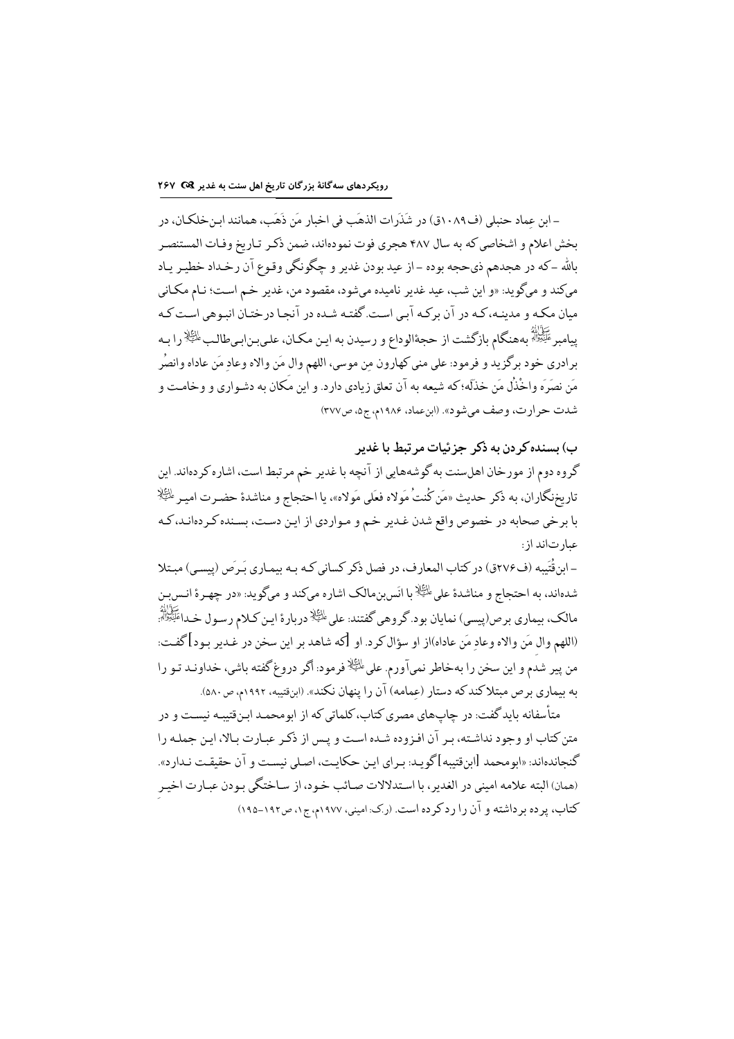– ابن عِماد حنبلی (ف۱۰۸۹ق) در شَذَرات الذهَب فی اخبار مَن ذَهَب، همانند ابن‌خلکان، در بخش اعلام و اشخاصی که به سال ۴۸۷ هجری فوت نموده‌اند، ضمن ذکر تاریخ وفات المستنصر بالله –که در هجدهم ذی‌حجه بوده – از عید بودن غدیر و چگونگی وقوع آن رخداد خطیر یاد می‌کند و می‌گوید: «و این شب، عید غدیر نامیده می‌شود، مقصود من، غدیر خم است؛ نام مکانی میان مکه و مدینه، که در آن برکه آبی است. گفته شده در آنجا درختان انبوهی است که پیامبر ﷺ به‌هنگام بازگشت از حجةالوداع و رسیدن به این مکان، علی‌بن‌ابی‌طالب ؑ را به برادری خود برگزید و فرمود: علی منی کهارون مِن موسی، اللهم وال مَن والاه وعادِ مَن عاداه وانصُر مَن نصرَه واخْذُل مَن خذَلَه؛ که شیعه به آن تعلق زیادی دارد. و این مَکان به دشواری و وخامت و شدت حرارت، وصف می‌شود». (ابن‌عماد، ۱۹۸۶م، ج۵، ص۳۷۷)

### ب) بسنده کردن به ذکر جزئیات مرتبط با غدیر

گروه دوم از مورخان اهل‌سنت به گوشه‌هایی از آنچه با غدیر خم مرتبط است، اشاره کرده‌اند. این تاریخ‌نگاران، به ذکر حدیث «مَن کُنتُ مَولاه فعَلی مَولاه»، یا احتجاج و مناشدهٔ حضرت امیر ؑ با برخی صحابه در خصوص واقع شدن غدیر خم و مواردی از این دست، بسنده کرده‌اند، که عبارت‌اند از:

– ابن‌قُتَیبه (ف۲۷۶ق) در کتاب المعارف، در فصل ذکر کسانی که به بیماری بَرَص (پیسی) مبتلا شده‌اند، به احتجاج و مناشدهٔ علی ؑ با اَنس‌بن‌مالک اشاره می‌کند و می‌گوید: «در چهرهٔ انس‌بن مالک، بیماری برص (پیسی) نمایان بود. گروهی گفتند: علی ؑ دربارهٔ این کلام رسول خدا ﷺ: (اللهم وال مَن والاه وعادِ مَن عاداه) از او سؤال کرد. او [که شاهد بر این سخن در غدیر بود] گفت: من پیر شدم و این سخن را به‌خاطر نمی‌آورم. علی ؑ فرمود: اگر دروغ گفته باشی، خداوند تو را به بیماری برص مبتلا کند که دستار (عِمامه) آن را پنهان نکند». (ابن‌قتیبه، ۱۹۹۲م، ص۵۸۰).

متأسفانه باید گفت: در چاپ‌های مصری کتاب، کلماتی که از ابومحمد ابن‌قتیبه نیست و در متن کتاب او وجود نداشته، بر آن افزوده شده است و پس از ذکر عبارت بالا، این جمله را گنجانده‌اند: «ابومحمد [ابن‌قتیبه] گوید: برای این حکایت، اصلی نیست و آن حقیقت ندارد». (همان) البته علامه امینی در الغدیر، با استدلالات صائب خود، از ساختگی بودن عبارت اخیر کتاب، پرده برداشته و آن را رد کرده است. (ر.ک: امینی، ۱۹۷۷م، ج۱، ص۱۹۲–۱۹۵)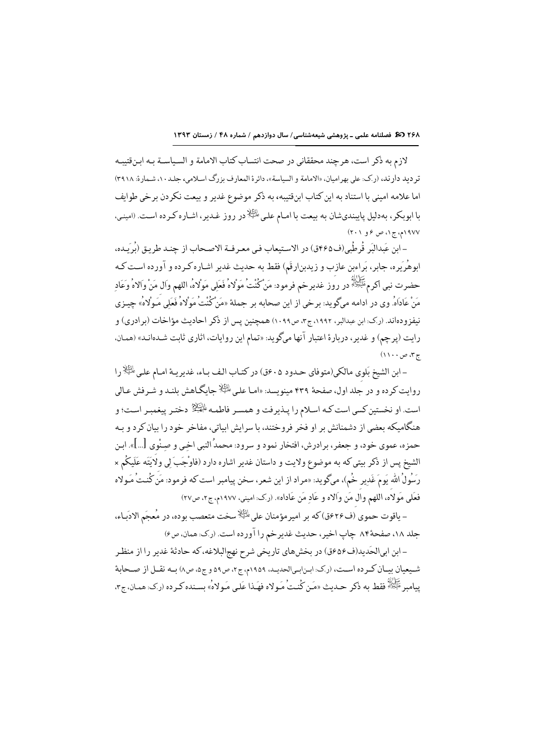لازم به ذکر است، هرچند محققانی در صحت انتساب کتاب الامامة و السیاسة به ابن‌قتیبه تردید دارند، (ر.ک: علی بهرامیان، «الامامة و السیاسة»، دائرة المعارف بزرگ اسلامی، جلد ۱۰، شمارهٔ: ۳۹۱۸) اما علامه امینی با استناد به این کتاب ابن‌قتیبه، به ذکر موضوع غدیر و بیعت نکردن برخی طوایف با ابوبکر، به‌دلیل پایبندی‌شان به بیعت با امام علی علیه‌السلام در روز غدیر، اشاره کرده است. (امینی، ۱۹۷۷م، ج۱، ص ۶ و ۲۰۱)

– ابن عَبدالبَر قُرطُبی (ف ۴۶۵ق) در الاستیعاب فی معرفة الاصحاب از چند طریق (بُرَیده، ابوهُریره، جابر، بَراءبن عازب و زیدبن‌ارقَم) فقط به حدیث غدیر اشاره کرده و آورده است که حضرت نبی اکرم صلی‌الله‌علیه‌وآله در روز غدیرخم فرمود: مَن کُنْتُ مَوْلاهُ فَعَلِی مَوْلاهُ، اللهم وَالِ مَنْ وَالاهُ وَعَادِ مَنْ عَادَاهُ. وی در ادامه می‌گوید: برخی از این صحابه بر جملهٔ «مَن کُنْتُ مَوْلاهُ فَعَلِی مَوْلاهُ» چیزی نیفزوده‌اند. (ر.ک: ابن عبدالبر، ۱۹۹۲، ج۳، ص۱۰۹۹) همچنین پس از ذکر احادیث مؤاخات (برادری) و رایت (پرچم) و غدیر، دربارهٔ اعتبار آنها می‌گوید: «تمام این روایات، اثاری ثابت شده‌اند» (همان، ج۳، ص۱۱۰۰)

– ابن الشیخ بَلَوی مالکی (متوفای حدود ۶۰۵ق) در کتاب الف باء، غدیریهٔ امام علی علیه‌السلام را روایت کرده و در جلد اول، صفحهٔ ۴۳۹ می‌نویسد: «اما علی علیه‌السلام جایگاهش بلند و شرفش عالی است. او نخستین کسی است که اسلام را پذیرفت و همسر فاطمه علیهاالسلام دختر پیغمبر است؛ و هنگامیکه بعضی از دشمنانش بر او فخر فروختند، با سرایش ابیاتی، مفاخر خود را بیان کرد و به حمزه، عموی خود، و جعفر، برادرش، افتخار نمود و سرود: محمدُ النبی اخِی و صِنْوی [...]». ابن الشیخ پس از ذکر بیتی که به موضوع ولایت و داستان غدیر اشاره دارد (فاوْجَبَ لِی ولَایَتَه عَلَیکُم × رَسُولُ الله یَومَ غَدِیر خُم)، می‌گوید: «مراد از این شعر، سخن پیامبر است که فرمود: مَن کُنتُ مَولاه فعَلِی مَولاه، اللهم والِ مَن وَالاه و عَادِ مَن عَاداه». (ر.ک: امینی، ۱۹۷۷م، ج۲، ص۲۷)

– یاقوت حموی (ف ۶۲۶ق) که بر امیرمؤمنان علی علیه‌السلام سخت متعصب بوده، در مُعجَم الادَباء، جلد ۱۸، صفحهٔ ۸۴ چاپ اخیر، حدیث غدیرخم را آورده است. (ر.ک: همان، ص۶)

– ابن ابی‌الحَدید (ف ۶۵۶ق) در بخش‌های تاریخی شرح نهج‌البلاغه، که حادثهٔ غدیر را از منظر شیعیان بیان کرده است، (ر.ک: ابن‌ابی‌الحدید، ۱۹۵۹م، ج۲، ص۵۹ و ج۵، ص۸) به نقل از صحابهٔ پیامبر صلی‌الله‌علیه‌وآله فقط به ذکر حدیث «مَن کُنتُ مَولاه فهَذا عَلی مَولاهُ» بسنده کرده (ر.ک: همان، ج۳،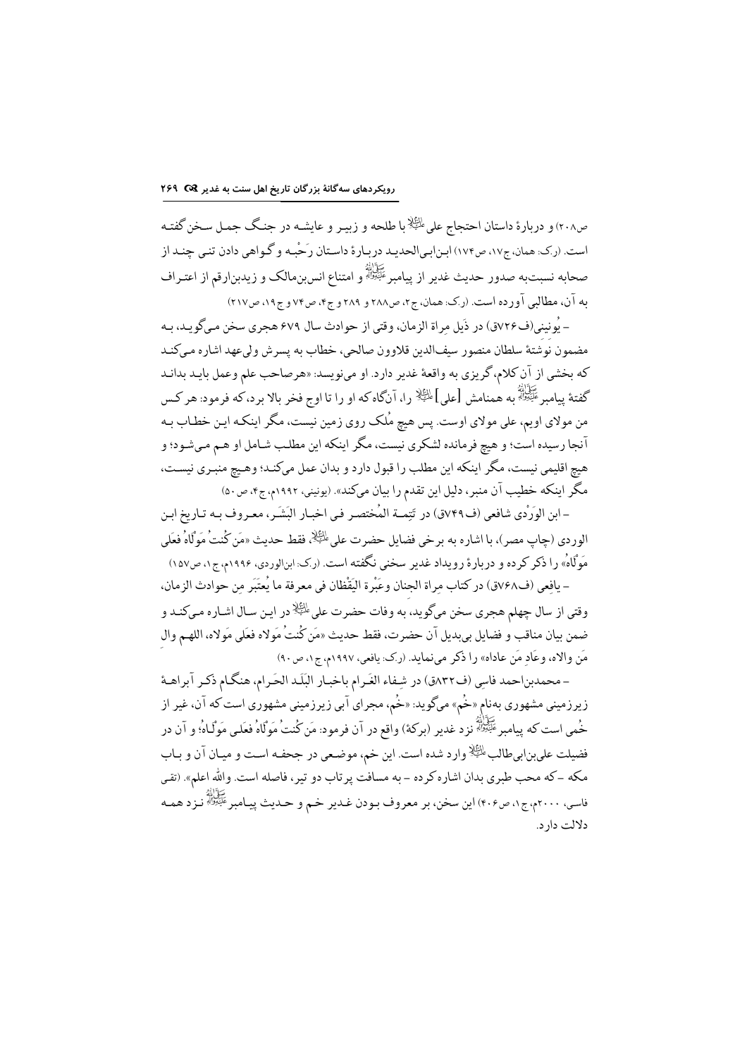ص۲۰۸) و دربارهٔ داستان احتجاج علی علیه‌السلام با طلحه و زبیر و عایشه در جنگ جمل سخن گفته است. (ر.ک: همان، ج۱۷، ص۱۷۴) ابن‌ابی‌الحدید دربارهٔ داستان رَحْبه و گواهی دادن تنی چند از صحابه نسبت‌به صدور حدیث غدیر از پیامبر صلی‌الله‌علیه‌وآله و امتناع انس‌بن‌مالک و زیدبن‌ارقم از اعتراف به آن، مطالبی آورده است. (ر.ک: همان، ج۲، ص۲۸۸ و ۲۸۹ و ج۴، ص۷۴ و ج۱۹، ص۲۱۷)

– یُونینی(ف۷۲۶ق) در ذَیل مِراة الزمان، وقتی از حوادث سال ۶۷۹ هجری سخن می‌گوید، به مضمون نوشتهٔ سلطان منصور سیف‌الدین قلاوون صالحی، خطاب به پسرش ولی‌عهد اشاره می‌کند که بخشی از آن کلام، گریزی به واقعهٔ غدیر دارد. او می‌نویسد: «هرصاحب علم وعمل باید بداند گفتهٔ پیامبر صلی‌الله‌علیه‌وآله به همنامش [علی] علیه‌السلام را، آن‌گاه که او را تا اوج فخر بالا برد، که فرمود: هر کس من مولای اویم، علی مولای اوست. پس هیچ مُلک روی زمین نیست، مگر اینکه این خطاب به آنجا رسیده است؛ و هیچ فرمانده لشکری نیست، مگر اینکه این مطلب شامل او هم می‌شود؛ و هیچ اقلیمی نیست، مگر اینکه این مطلب را قبول دارد و بدان عمل می‌کند؛ وهیچ منبری نیست، مگر اینکه خطیب آن منبر، دلیل این تقدم را بیان می‌کند». (یونینی، ۱۹۹۲م، ج۴، ص۵۰)

– ابن الوَرْدی شافعی (ف۷۴۹ق) در تَتِمة المُختصر فی اخبار البَشَر، معروف به تاریخ ابن الوردی (چاپ مصر)، با اشاره به برخی فضایل حضرت علی علیه‌السلام، فقط حدیث «مَن کُنتُ مَوْلاهُ فَعَلی مَوْلاه» را ذکر کرده و دربارهٔ رویداد غدیر سخنی نگفته است. (ر.ک: ابن‌الوردی، ۱۹۹۶م، ج۱، ص۱۵۷)

– یافِعی (ف۷۶۸ق) در کتاب مِراة الجنان وعِبْرة الیَقْظان فی معرفة ما یُعتَبَر مِن حوادث الزمان، وقتی از سال چهلم هجری سخن می‌گوید، به وفات حضرت علی علیه‌السلام در این سال اشاره می‌کند و ضمن بیان مناقب و فضایل بی‌بدیل آن حضرت، فقط حدیث «مَن کُنتُ مَولاه فعَلی مَولاه، اللهم والِ مَن والاه، وعَادِ مَن عاداه» را ذکر می‌نماید. (ر.ک: یافعی، ۱۹۹۷م، ج۱، ص۹۰)

– محمدبن‌احمد فاسی (ف۸۳۲ق) در شِفاء الغَرام باخبار البَلَد الحَرام، هنگام ذکر آبراههٔ زیرزمینی مشهوری به‌نام «خُم» می‌گوید: «خُم، مجرای آبی زیرزمینی مشهوری است که آن، غیر از خُمی است که پیامبر صلی‌الله‌علیه‌وآله نزد غدیر (برکهٔ) واقع در آن فرمود: مَن کُنتُ مَوْلاهُ فعَلی مَوْلاه؛ و آن در فضیلت علی‌بن‌ابی‌طالب علیه‌السلام وارد شده است. این خم، موضعی در جحفه است و میان آن و باب مکه –که محب طبری بدان اشاره کرده– به مسافت پرتاب دو تیر، فاصله است. والله اعلم». (تقی فاسی، ۲۰۰۰م، ج۱، ص۴۰۶) این سخن، بر معروف بودن غدیر خم و حدیث پیامبر صلی‌الله‌علیه‌وآله نزد همه دلالت دارد.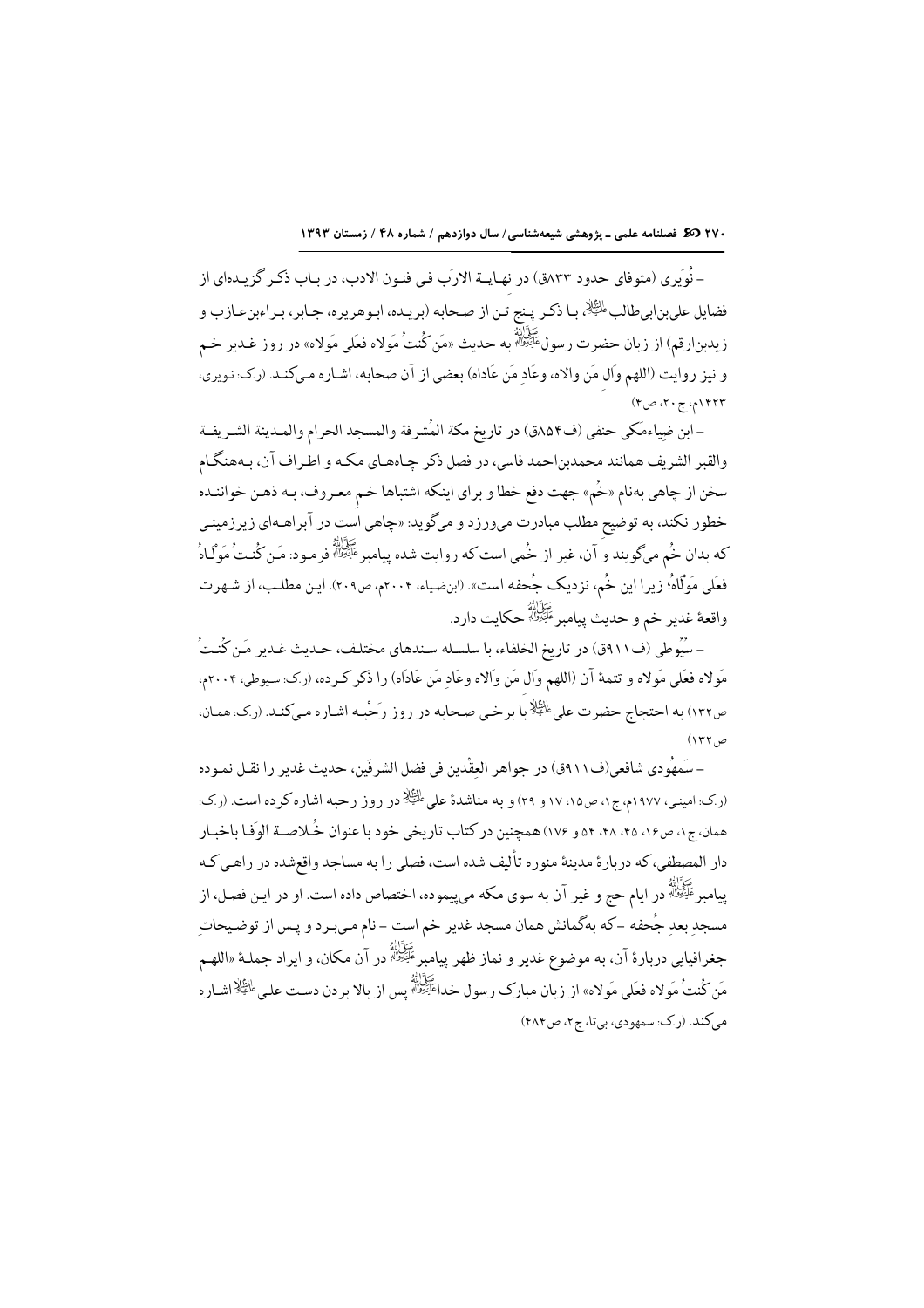– نُوَیری (متوفای حدود ۸۳۳ق) در نهایة الارَب فی فنون الادب، در باب ذکر گزیده‌ای از فضایل علی‌بن‌ابی‌طالب علیه‌السلام، با ذکر پنج تن از صحابه (بریده، ابوهریره، جابر، براءبن‌عازب و زیدبن‌ارقم) از زبان حضرت رسول صلی‌الله‌علیه‌وآله به حدیث «مَن کُنتُ مَولاه فعَلی مَولاه» در روز غدیر خم و نیز روایت (اللهم وَالِ مَن والاه، وعَادِ مَن عَاداه) بعضی از آن صحابه، اشاره می‌کند. (ر.ک: نویری، ۱۴۲۳م، ج۲۰، ص۴)

– ابن ضیاءمَکی حنفی (ف۸۵۴ق) در تاریخ مکة المُشرفة والمسجد الحرام والمدینة الشریفة والقبر الشریف همانند محمدبن‌احمد فاسی، در فصل ذکر چاه‌های مکه و اطراف آن، به‌هنگام سخن از چاهی به‌نام «خُم» جهت دفع خطا و برای اینکه اشتباها خم معروف، به ذهن خواننده خطور نکند، به توضیح مطلب مبادرت می‌ورزد و می‌گوید: «چاهی است در آبراهه‌ای زیرزمینی که بدان خُم می‌گویند و آن، غیر از خُمی است که روایت شده پیامبر صلی‌الله‌علیه‌وآله فرمود: مَن کُنتُ مَوْلاهُ فعَلی مَوْلاهُ؛ زیرا این خُم، نزدیک جُحفه است». (ابن‌ضیاء، ۲۰۰۴م، ص۲۰۹). این مطلب، از شهرت واقعهٔ غدیر خم و حدیث پیامبر صلی‌الله‌علیه‌وآله حکایت دارد.

– سُیُوطی (ف۹۱۱ق) در تاریخ الخلفاء، با سلسله سندهای مختلف، حدیث غدیر مَن کُنتُ مَولاه فعَلی مَولاه و تتمهٔ آن (اللهم وَالِ مَن وَالاه وعَادِ مَن عَادَاه) را ذکر کرده، (ر.ک: سیوطی، ۲۰۰۴م، ص۱۳۲) به احتجاج حضرت علی علیه‌السلام با برخی صحابه در روز رَحْبه اشاره می‌کند. (ر.ک: همان، ص۱۳۲)

– سَمهُودی شافعی(ف۹۱۱ق) در جواهر العِقْدین فی فضل الشرفَین، حدیث غدیر را نقل نموده (ر.ک: امینی، ۱۹۷۷م، ج۱، ص۱۵، ۱۷ و ۲۹) و به مناشدهٔ علی علیه‌السلام در روز رحبه اشاره کرده است. (ر.ک: همان، ج۱، ص۱۶، ۴۵، ۴۸، ۵۴ و ۱۷۶) همچنین در کتاب تاریخی خود با عنوان خُلاصة الوَفا باخبار دار المصطفی، که دربارهٔ مدینهٔ منوره تألیف شده است، فصلی را به مساجد واقع‌شده در راهی که پیامبر صلی‌الله‌علیه‌وآله در ایام حج و غیر آن به سوی مکه می‌پیموده، اختصاص داده است. او در این فصل، از مسجدِ بعدِ جُحفه –که به‌گمانش همان مسجد غدیر خم است– نام می‌برد و پس از توضیحاتِ جغرافیایی دربارهٔ آن، به موضوع غدیر و نماز ظهر پیامبر صلی‌الله‌علیه‌وآله در آن مکان، و ایراد جملهٔ «اللهم مَن کُنتُ مَولاه فعَلی مَولاه» از زبان مبارک رسول خدا صلی‌الله‌علیه‌وآله پس از بالا بردن دست علی علیه‌السلام اشاره می‌کند. (ر.ک: سمهودی، بی‌تا، ج۲، ص۴۸۴)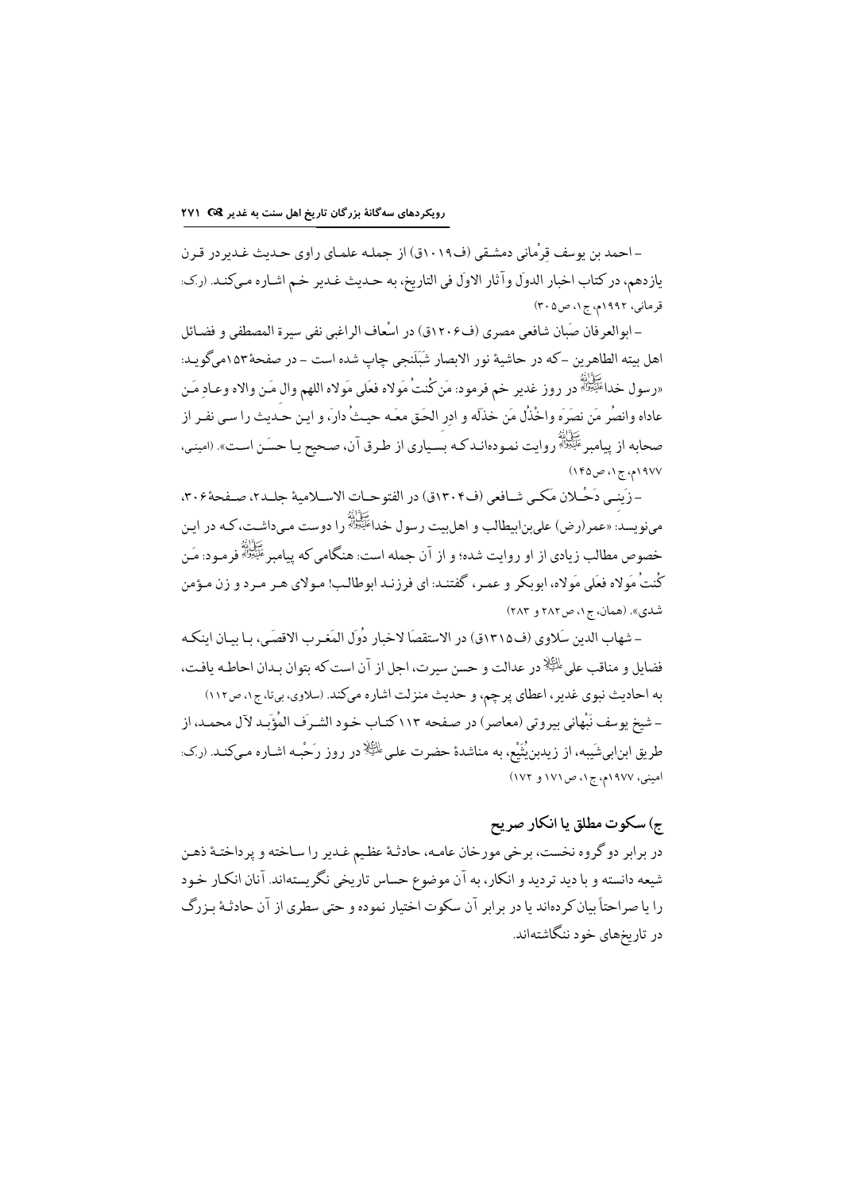- احمد بن یوسف قِرْمانی دمشقی (ف۱۰۱۹ق) از جمله علمای راوی حدیث غدیردر قرن یازدهم، در کتاب اخبار الدوَل وآثار الاوَل فی التاریخ، به حدیث غدیر خم اشاره می‌کند. (ر.ک: قرمانی، ۱۹۹۲م، ج۱، ص۳۰۵)

- ابوالعرفان صَبّان شافعی مصری (ف۱۲۰۶ق) در اسْعاف الراغبی نفی سیرة المصطفی و فضائل اهل بیته الطاهرین -که در حاشیهٔ نور الابصار شَبَلَنجی چاپ شده است- در صفحهٔ ۱۵۳می‌گوید: «رسول خداصلى‌الله‌عليه‌وآله در روز غدیر خم فرمود: مَن کُنتُ مَولاه فعَلی مَولاه اللهم والِ مَن والاه وعادِ مَن عاداه وانصُر مَن نصَرَه واخْذُل مَن خذَلَه و ادِر الحَق معَه حیثُ دارَ، و این حدیث را سی نفر از صحابه از پیامبرصلى‌الله‌عليه‌وآله روایت نموده‌اند که بسیاری از طرق آن، صحیح یا حسَن است». (امینی، ۱۹۷۷م، ج۱، ص۱۴۵)

- زَینی دَحْلان مَکی شافعی (ف۱۳۰۴ق) در الفتوحات الاسلامیهٔ جلد۲، صفحهٔ ۳۰۶، می‌نویسد: «عمر(رض) علی‌بن‌ابیطالب و اهل‌بیت رسول خداصلى‌الله‌عليه‌وآله را دوست می‌داشت، که در این خصوص مطالب زیادی از او روایت شده؛ و از آن جمله است: هنگامی که پیامبرصلى‌الله‌عليه‌وآله فرمود: مَن کُنتُ مَولاه فعَلی مَولاه، ابوبکر و عمر، گفتند: ای فرزند ابوطالب! مولای هر مرد و زن مؤمن شدی». (همان، ج۱، ص۲۸۲ و ۲۸۳)

- شهاب الدین سَلاوی (ف۱۳۱۵ق) در الاستقصَا لاخبار دُوَل المَغرب الاقصَی، با بیان اینکه فضایل و مناقب علیعليه‌السلام در عدالت و حسن سیرت، اجل از آن است که بتوان بدان احاطه یافت، به احادیث نبوی غدیر، اعطای پرچم، و حدیث منزلت اشاره می‌کند. (سلاوی، بی‌تا، ج۱، ص۱۱۲)

- شیخ یوسف نَبْهانی بیروتی (معاصر) در صفحه ۱۱۳ کتاب خود الشرَف المُؤَبد لآل محمد، از طریق ابن‌ابی‌شَیبه، از زیدبن‌یُثَیْع، به مناشدهٔ حضرت علیعليه‌السلام در روز رَحْبه اشاره می‌کند. (ر.ک: امینی، ۱۹۷۷م، ج۱، ص۱۷۱ و ۱۷۲)

## ج) سکوت مطلق یا انکار صریح

در برابر دو گروه نخست، برخی مورخان عامه، حادثهٔ عظیم غدیر را ساخته و پرداختهٔ ذهن شیعه دانسته و با دید تردید و انکار، به آن موضوع حساس تاریخی نگریسته‌اند. آنان انکار خود را یا صراحتاً بیان کرده‌اند یا در برابر آن سکوت اختیار نموده و حتی سطری از آن حادثهٔ بزرگ در تاریخ‌های خود ننگاشته‌اند.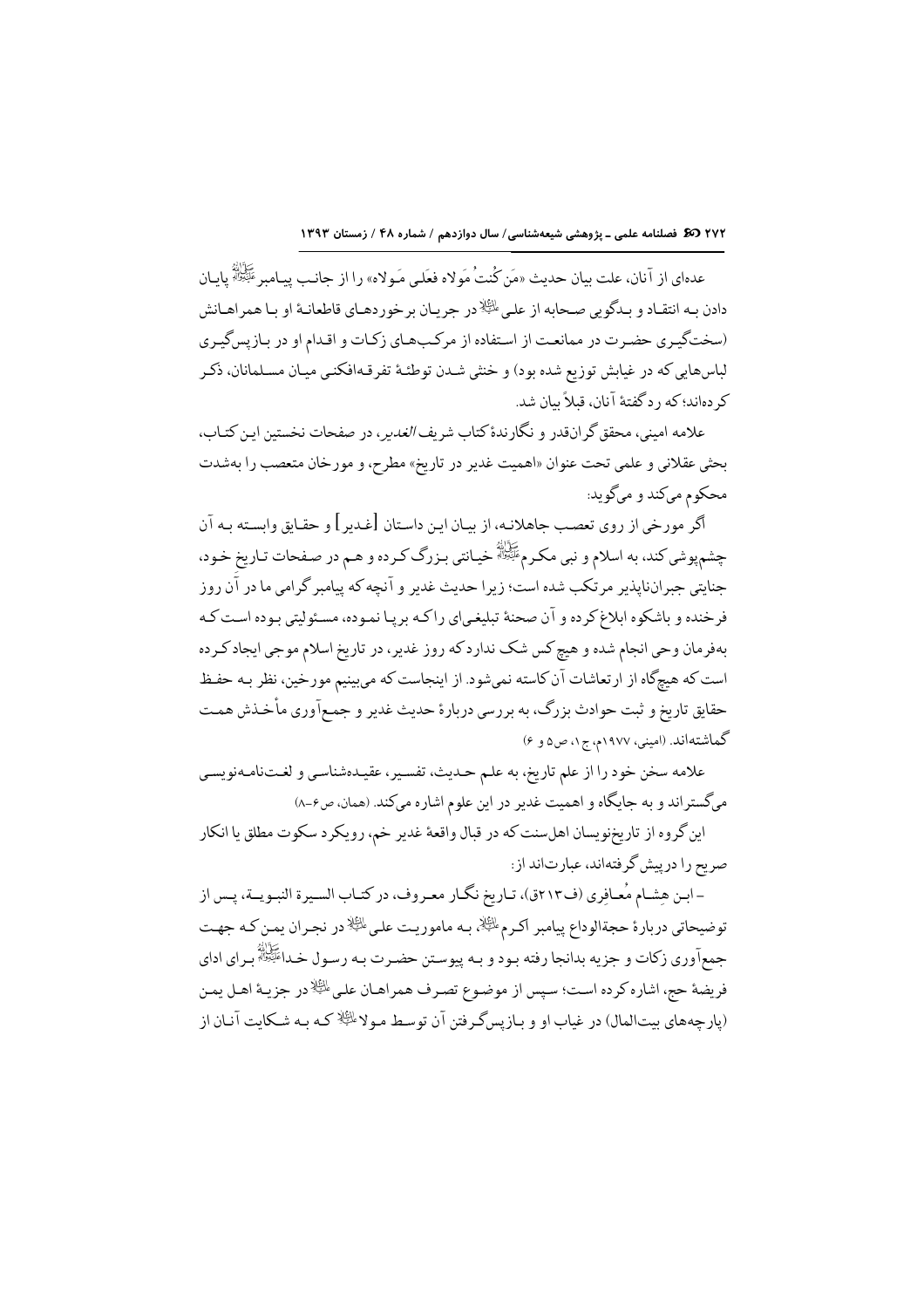عده‌ای از آنان، علت بیان حدیث «مَن کُنتُ مَولاه فعَلی مَولاه» را از جانب پیامبرﷺ پایان دادن به انتقاد و بدگویی صحابه از علیؑ در جریان برخوردهای قاطعانهٔ او با همراهانش (سخت‌گیری حضرت در ممانعت از استفاده از مرکب‌های زکات و اقدام او در بازپس‌گیری لباس‌هایی که در غیابش توزیع شده بود) و خنثی شدن توطئهٔ تفرقه‌افکنی میان مسلمانان، ذکر کرده‌اند؛ که ردگفتهٔ آنان، قبلاً بیان شد.

علامه امینی، محقق گران‌قدر و نگارندهٔ کتاب شریف *الغدیر*، در صفحات نخستین این کتاب، بحثی عقلانی و علمی تحت عنوان «اهمیت غدیر در تاریخ» مطرح، و مورخان متعصب را به‌شدت محکوم می‌کند و می‌گوید:

اگر مورخی از روی تعصب جاهلانه، از بیان این داستان [غدیر] و حقایق وابسته به آن چشم‌پوشی کند، به اسلام و نبی مکرمﷺ خیانتی بزرگ کرده و هم در صفحات تاریخ خود، جنایتی جبران‌ناپذیر مرتکب شده است؛ زیرا حدیث غدیر و آنچه که پیامبر گرامی ما در آن روز فرخنده و باشکوه ابلاغ کرده و آن صحنهٔ تبلیغی‌ای را که برپا نموده، مسئولیتی بوده است که به‌فرمان وحی انجام شده و هیچ کس شک ندارد که روز غدیر، در تاریخ اسلام موجی ایجاد کرده است که هیچ‌گاه از ارتعاشات آن کاسته نمی‌شود. از اینجاست که می‌بینیم مورخین، نظر به حفظ حقایق تاریخ و ثبت حوادث بزرگ، به بررسی دربارهٔ حدیث غدیر و جمع‌آوری مأخذش همت گماشته‌اند. (امینی، ۱۹۷۷م، ج۱، ص۵ و ۶)

علامه سخن خود را از علم تاریخ، به علم حدیث، تفسیر، عقیده‌شناسی و لغت‌نامه‌نویسی می‌گستراند و به جایگاه و اهمیت غدیر در این علوم اشاره می‌کند. (همان، ص۶-۸)

این گروه از تاریخ‌نویسان اهل‌سنت که در قبال واقعهٔ غدیر خم، رویکرد سکوت مطلق یا انکار صریح را درپیش گرفته‌اند، عبارت‌اند از:

- ابن هِشام مُعافِری (ف۲۱۳ق)، تاریخ نگار معروف، در کتاب السیرة النبویة، پس از توضیحاتی دربارهٔ حجةالوداع پیامبر اکرمﷺ، به ماموریت علیؑ در نجران یمن که جهت جمع‌آوری زکات و جزیه بدانجا رفته بود و به پیوستن حضرت به رسول خداﷺ برای ادای فریضهٔ حج، اشاره کرده است؛ سپس از موضوع تصرف همراهان علیؑ در جزیهٔ اهل یمن (پارچه‌های بیت‌المال) در غیاب او و بازپس‌گرفتن آن توسط مولاؑ که به شکایت آنان از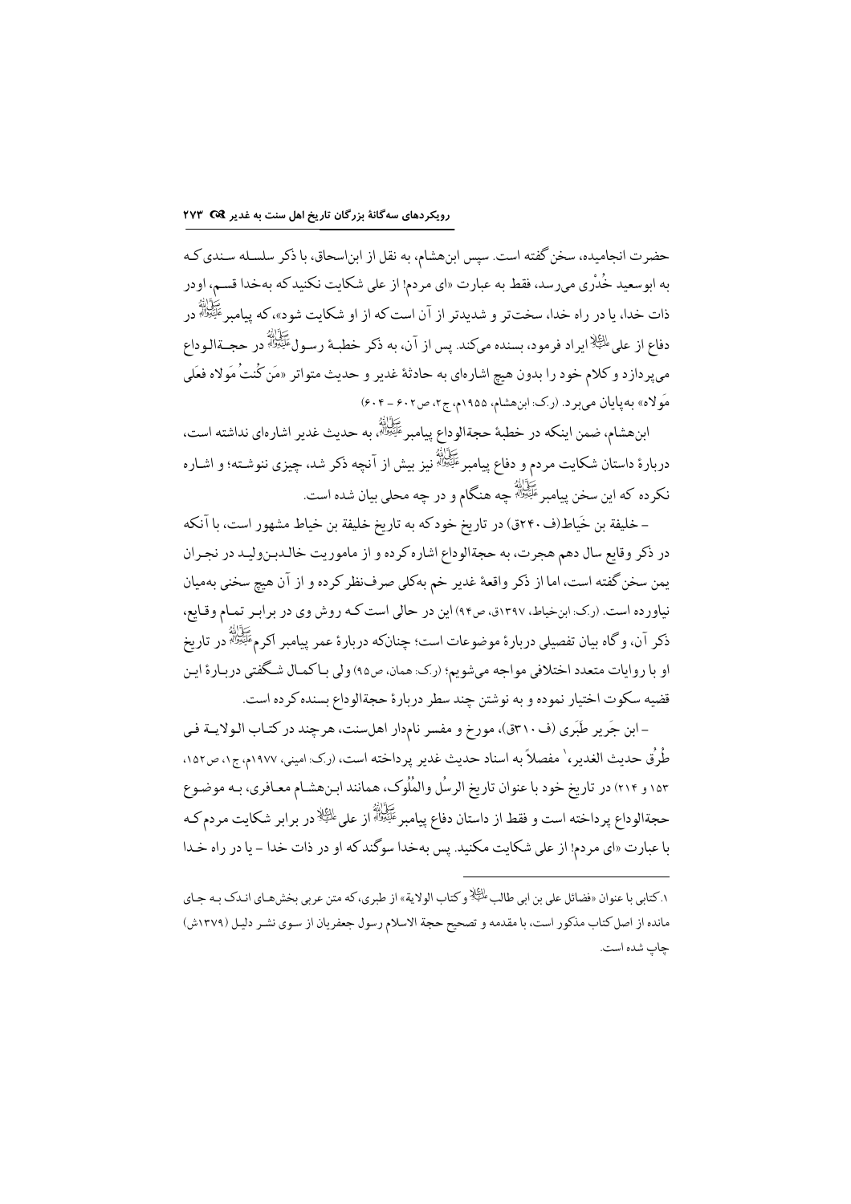حضرت انجامیده، سخن گفته است. سپس ابن‌هشام، به نقل از ابن‌اسحاق، با ذکر سلسله سندی که به ابوسعید خُدْری می‌رسد، فقط به عبارت «ای مردم! از علی شکایت نکنید که به‌خدا قسم، او در ذات خدا، یا در راه خدا، سخت‌تر و شدیدتر از آن است که از او شکایت شود»، که پیامبر ﷺ در دفاع از علی علیه‌السلام ایراد فرمود، بسنده می‌کند. پس از آن، به ذکر خطبهٔ رسول ﷺ در حجة‌الوداع می‌پردازد و کلام خود را بدون هیچ اشاره‌ای به حادثهٔ غدیر و حدیث متواتر «مَن کُنتُ مَولاه فعَلی مَولاه» به‌پایان می‌برد. (ر.ک: ابن‌هشام، ۱۹۵۵م، ج۲، ص۶۰۲ - ۶۰۴)

ابن‌هشام، ضمن اینکه در خطبهٔ حجة‌الوداع پیامبر ﷺ، به حدیث غدیر اشاره‌ای نداشته است، دربارهٔ داستان شکایت مردم و دفاع پیامبر ﷺ نیز بیش از آنچه ذکر شد، چیزی ننوشته؛ و اشاره نکرده که این سخن پیامبر ﷺ چه هنگام و در چه محلی بیان شده است.

- خلیفة بن خَیاط (ف ۲۴۰ق) در تاریخ خود که به تاریخ خلیفة بن خیاط مشهور است، با آنکه در ذکر وقایع سال دهم هجرت، به حجة‌الوداع اشاره کرده و از ماموریت خالدبن‌ولید در نجران یمن سخن گفته است، اما از ذکر واقعهٔ غدیر خم به‌کلی صرف‌نظر کرده و از آن هیچ سخنی به‌میان نیاورده است. (ر.ک: ابن‌خیاط، ۱۳۹۷ق، ص۹۴) این در حالی است که روش وی در برابر تمام وقایع، ذکر آن، و گاه بیان تفصیلی دربارهٔ موضوعات است؛ چنان‌که دربارهٔ عمر پیامبر اکرم ﷺ در تاریخ او با روایات متعدد اختلافی مواجه می‌شویم؛ (ر.ک: همان، ص۹۵) ولی با کمال شگفتی دربارهٔ این قضیه سکوت اختیار نموده و به نوشتن چند سطر دربارهٔ حجة‌الوداع بسنده کرده است.

- ابن جَریر طَبَری (ف ۳۱۰ق)، مورخ و مفسر نام‌دار اهل‌سنت، هرچند در کتاب الولایة فی طُرُق حدیث الغدیر،[1] مفصلاً به اسناد حدیث غدیر پرداخته است، (ر.ک: امینی، ۱۹۷۷م، ج۱، ص۱۵۲، ۱۵۳ و ۲۱۴) در تاریخ خود با عنوان تاریخ الرسُل والمُلوک، همانند ابن‌هشام معافری، به موضوع حجة‌الوداع پرداخته است و فقط از داستان دفاع پیامبر ﷺ از علی علیه‌السلام در برابر شکایت مردم که با عبارت «ای مردم! از علی شکایت مکنید. پس به‌خدا سوگند که او در ذات خدا - یا در راه خدا

---

۱. کتابی با عنوان «فضائل علی بن ابی طالب علیه‌السلام و کتاب الولایة» از طبری، که متن عربی بخش‌های اندک به جای مانده از اصل کتاب مذکور است، با مقدمه و تصحیح حجة الاسلام رسول جعفریان از سوی نشر دلیل (۱۳۷۹ش) چاپ شده است.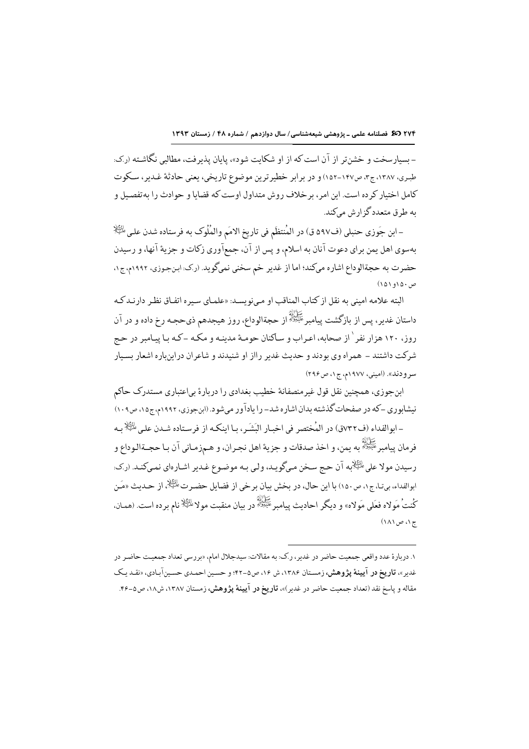– بسیارسخت و خشن‌تر از آن است که از او شکایت شود»، پایان پذیرفت، مطالبی نگاشته (ر.ک: طبری، ۱۳۸۷، ج۳، ص۱۴۷-۱۵۲) و در برابر خطیرترین موضوع تاریخی، یعنی حادثهٔ غدیر، سکوت کامل اختیار کرده است. این امر، برخلاف روش متداول اوست که قضایا و حوادث را به‌تفصیل و به طرق متعدد گزارش می‌کند.

– ابن جَوزی حنبلی (ف۵۹۷ ق) در المُنتظَم فی تاریخ الامَم والمُلوک به فرستاده شدن علی علیه‌السلام به‌سوی اهل یمن برای دعوت آنان به اسلام، و پس از آن، جمع‌آوری زکات و جزیهٔ آنها، و رسیدن حضرت به حجةالوداع اشاره می‌کند؛ اما از غدیر خم سخنی نمی‌گوید. (ر.ک: ابن‌جوزی، ۱۹۹۲م، ج۱، ص۱۵۰و۱۵۱)

البته علامه امینی به نقل از کتاب المناقب او می‌نویسد: «علمای سیره اتفاق نظر دارند که داستان غدیر، پس از بازگشت پیامبر صلی‌الله‌علیه‌وآله از حجةالوداع، روز هیجدهم ذی‌حجه رخ داده و در آن روز، ۱۲۰ هزار نفر[1] از صحابه، اعراب و ساکنان حومهٔ مدینه و مکه –که با پیامبر در حج شرکت داشتند– همراه وی بودند و حدیث غدیر رااز او شنیدند و شاعران دراین‌باره اشعار بسیار سرودند». (امینی، ۱۹۷۷م، ج۱، ص۲۹۶)

ابن‌جوزی، همچنین نقل قول غیرمنصفانهٔ خطیب بغدادی را دربارهٔ بی‌اعتباری مستدرک حاکم نیشابوری –که در صفحات گذشته بدان اشاره شد– را یادآور می‌شود. (ابن‌جوزی، ۱۹۹۲م، ج۱۵، ص۱۰۹)

– ابوالفداء (ف۷۳۲ق) در المُختصر فی اخبار البَشَر، با اینکه از فرستاده شدن علی علیه‌السلام به فرمان پیامبر صلی‌الله‌علیه‌وآله به یمن، و اخذ صدقات و جزیهٔ اهل نجران، و هم‌زمانی آن با حجةالوداع و رسیدن مولا علی علیه‌السلام به آن حج سخن می‌گوید، ولی به موضوع غدیر اشاره‌ای نمی‌کند. (ر.ک: ابوالفداء، بی‌تا، ج۱، ص۱۵۰) با این حال، در بخش بیان برخی از فضایل حضرت علیه‌السلام، از حدیث «مَن کُنتُ مَولاه فعَلی مَولاه» و دیگر احادیث پیامبر صلی‌الله‌علیه‌وآله در بیان منقبت مولا علیه‌السلام نام برده است. (همان، ج۱، ص۱۸۱)

---

[1] دربارهٔ عدد واقعی جمعیت حاضر در غدیر، ر.ک: به مقالات: سیدجلال امام، «بررسی تعداد جمعیت حاضر در غدیر»، **تاریخ در آیینهٔ پژوهش**، زمستان ۱۳۸۶، ش ۱۶، ص۵-۴۲؛ و حسین احمدی حسین‌آبادی، «نقد یک مقاله و پاسخ نقد (تعداد جمعیت حاضر در غدیر)»، **تاریخ در آیینهٔ پژوهش**، زمستان ۱۳۸۷، ش۱۸، ص۵-۴۶.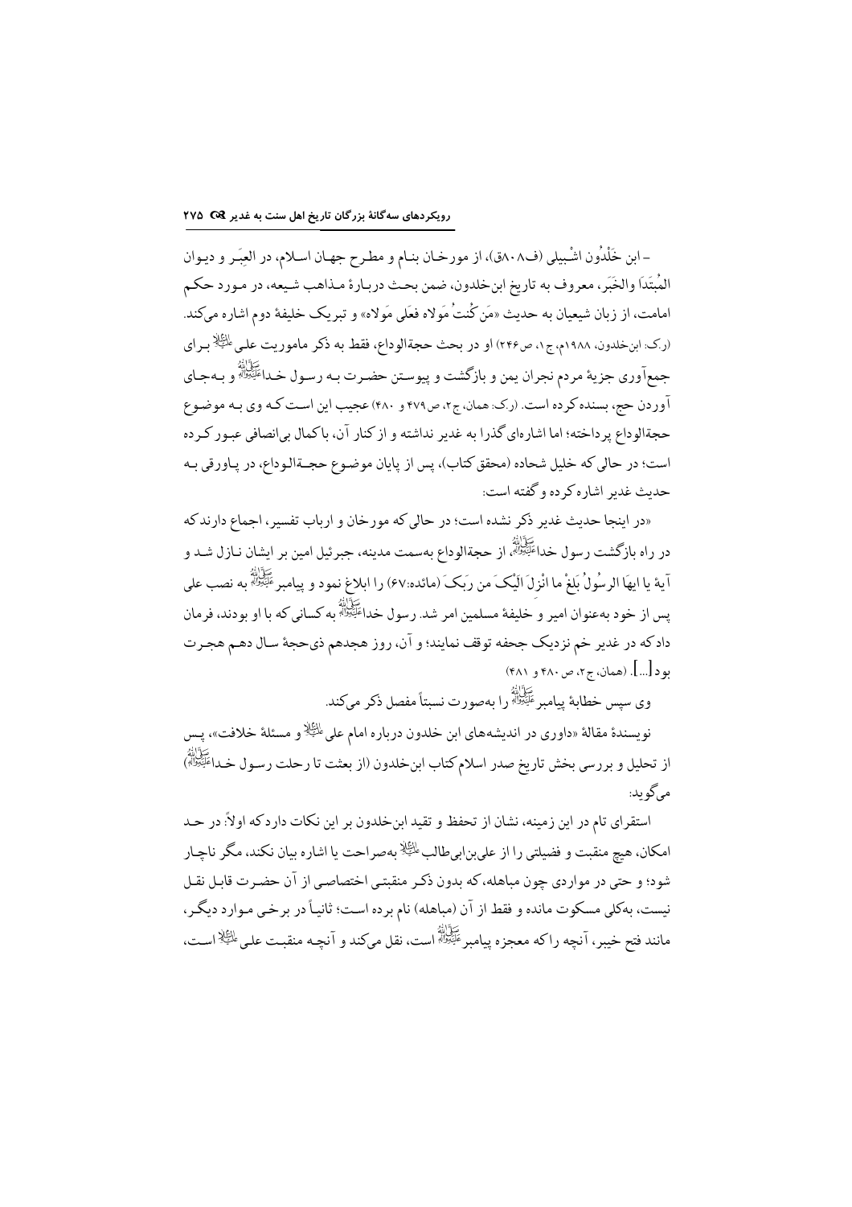- ابن خَلْدُون اشْبیلی (ف۸۰۸ق)، از مورخان بنام و مطرح جهان اسلام، در العِبَر و دیوان المُبتَدَا والخَبَر، معروف به تاریخ ابن‌خلدون، ضمن بحث دربارهٔ مذاهب شیعه، در مورد حکم امامت، از زبان شیعیان به حدیث «مَن کُنتُ مَولاه فعَلی مَولاه» و تبریک خلیفهٔ دوم اشاره می‌کند. (ر.ک: ابن‌خلدون، ۱۹۸۸م، ج۱، ص۲۴۶) او در بحث حجةالوداع، فقط به ذکر ماموریت علی علیه‌السلام برای جمع‌آوری جزیهٔ مردم نجران یمن و بازگشت و پیوستن حضرت به رسول خدا صلی‌الله‌علیه‌وآله و به‌جای آوردن حج، بسنده کرده است. (ر.ک: همان، ج۲، ص۴۷۹ و ۴۸۰) عجیب این است که وی به موضوع حجةالوداع پرداخته؛ اما اشاره‌ای گذرا به غدیر نداشته و از کنار آن، با کمال بی‌انصافی عبور کرده است؛ در حالی که خلیل شحاده (محقق کتاب)، پس از پایان موضوع حجةالوداع، در پاورقی به حدیث غدیر اشاره کرده و گفته است:

«در اینجا حدیث غدیر ذکر نشده است؛ در حالی که مورخان و ارباب تفسیر، اجماع دارند که در راه بازگشت رسول خدا صلی‌الله‌علیه‌وآله، از حجةالوداع به‌سمت مدینه، جبرئیل امین بر ایشان نازل شد و آیهٔ یا ایهَا الرسُولُ بَلغْ ما انْزِلَ الَیْکَ من رَبکَ (مائده:۶۷) را ابلاغ نمود و پیامبر صلی‌الله‌علیه‌وآله به نصب علی پس از خود به‌عنوان امیر و خلیفهٔ مسلمین امر شد. رسول خدا صلی‌الله‌علیه‌وآله به کسانی که با او بودند، فرمان داد که در غدیر خم نزدیک جحفه توقف نمایند؛ و آن، روز هجدهم ذی‌حجهٔ سال دهم هجرت بود [...]. (همان، ج۲، ص۴۸۰ و ۴۸۱)

وی سپس خطابهٔ پیامبر صلی‌الله‌علیه‌وآله را به‌صورت نسبتاً مفصل ذکر می‌کند.

نویسندهٔ مقالهٔ «داوری در اندیشه‌های ابن خلدون درباره امام علی علیه‌السلام و مسئلهٔ خلافت»، پس از تحلیل و بررسی بخش تاریخ صدر اسلام کتاب ابن‌خلدون (از بعثت تا رحلت رسول خدا صلی‌الله‌علیه‌وآله) می‌گوید:

استقرای تام در این زمینه، نشان از تحفظ و تقید ابن‌خلدون بر این نکات دارد که اولاً: در حد امکان، هیچ منقبت و فضیلتی را از علی‌بن‌ابی‌طالب علیه‌السلام به‌صراحت یا اشاره بیان نکند، مگر ناچار شود؛ و حتی در مواردی چون مباهله، که بدون ذکر منقبتی اختصاصی از آن حضرت قابل نقل نیست، به‌کلی مسکوت مانده و فقط از آن (مباهله) نام برده است؛ ثانیاً در برخی موارد دیگر، مانند فتح خیبر، آنچه را که معجزه پیامبر صلی‌الله‌علیه‌وآله است، نقل می‌کند و آنچه منقبت علی علیه‌السلام است،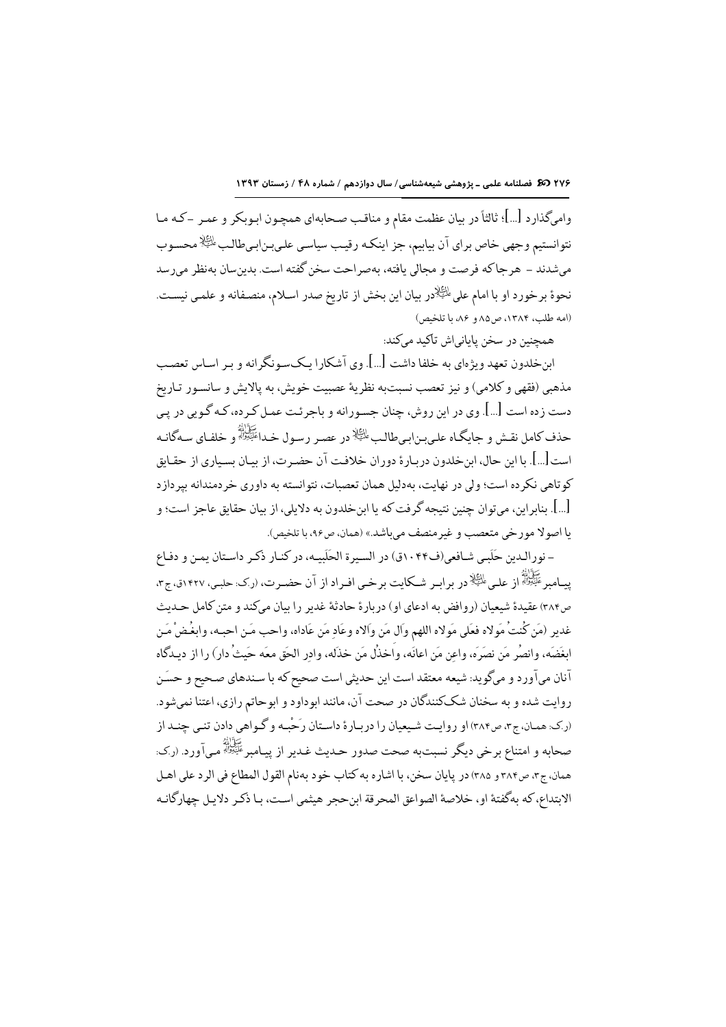وامی‌گذارد [...]؛ ثالثاً در بیان عظمت مقام و مناقب صحابه‌ای همچون ابوبکر و عمر -که ما نتوانستیم وجهی خاص برای آن بیابیم، جز اینکه رقیب سیاسی علی‌بن‌ابی‌طالب علیه‌السلام محسوب می‌شدند - هرجاکه فرصت و مجالی یافته، به‌صراحت سخن گفته است. بدین‌سان به‌نظر می‌رسد نحوهٔ برخورد او با امام علی علیه‌السلام در بیان این بخش از تاریخ صدر اسلام، منصفانه و علمی نیست. (امه طلب، ۱۳۸۴، ص۸۵ و ۸۶، با تلخیص)

همچنین در سخن پایانی‌اش تأکید می‌کند:

ابن‌خلدون تعهد ویژه‌ای به خلفا داشت [...]. وی آشکارا یک‌سونگرانه و بر اساس تعصب مذهبی (فقهی و کلامی) و نیز تعصب نسبت‌به نظریهٔ عصبیت خویش، به پالایش و سانسور تاریخ دست زده است [...]. وی در این روش، چنان جسورانه و باجرئت عمل کرده، که گویی در پی حذف کامل نقش و جایگاه علی‌بن‌ابی‌طالب علیه‌السلام در عصر رسول خدا صلی‌الله‌علیه‌وآله و خلفای سه‌گانه است[...]. با این حال، ابن‌خلدون دربارهٔ دوران خلافت آن حضرت، از بیان بسیاری از حقایق کوتاهی نکرده است؛ ولی در نهایت، به‌دلیل همان تعصبات، نتوانسته به داوری خردمندانه بپردازد [...]. بنابراین، می‌توان چنین نتیجه گرفت که یا ابن‌خلدون به دلایلی، از بیان حقایق عاجز است؛ و یا اصولا مورخی متعصب و غیرمنصف می‌باشد.» (همان، ص۹۶، با تلخیص).

- نورالدین حَلَبی شافعی(ف۱۰۴۴ق) در السیرة الحَلَبیه، درکنار ذکر داستان یمن و دفاع پیامبر صلی‌الله‌علیه‌وآله از علی علیه‌السلام در برابر شکایت برخی افراد از آن حضرت، (ر.ک: حلبی، ۱۴۲۷ق، ج۳، ص۳۸۴) عقیدهٔ شیعیان (روافض به ادعای او) دربارهٔ حادثهٔ غدیر را بیان می‌کند و متن کامل حدیث غدیر (مَن کُنتُ مَولاه فعَلی مَولاه اللهم وَالِ مَن وَالاه وعَادِ مَن عَاداه، واحب مَن احبه، وابغُض مَن ابغَضَه، وانصُر مَن نصَرَه، واعِن مَن اعانَه، واخذُل مَن خذَله، وادِر الحَق معَه حَیثُ دار) را از دیدگاه آنان می‌آورد و می‌گوید: شیعه معتقد است این حدیثی است صحیح که با سندهای صحیح و حسَن روایت شده و به سخنان شک‌کنندگان در صحت آن، مانند ابوداود و ابوحاتم رازی، اعتنا نمی‌شود. (ر.ک: همان، ج۳، ص۳۸۴) او روایت شیعیان را دربارهٔ داستان رَحْبه و گواهی دادن تنی چند از صحابه و امتناع برخی دیگر نسبت‌به صحت صدور حدیث غدیر از پیامبر صلی‌الله‌علیه‌وآله می‌آورد. (ر.ک: همان، ج۳، ص۳۸۴ و ۳۸۵) در پایان سخن، با اشاره به کتاب خود به‌نام القول المطاع فی الرد علی اهل الابتداع، که به‌گفتهٔ او، خلاصهٔ الصواعق المحرقة ابن‌حجر هیثمی است، با ذکر دلایل چهارگانه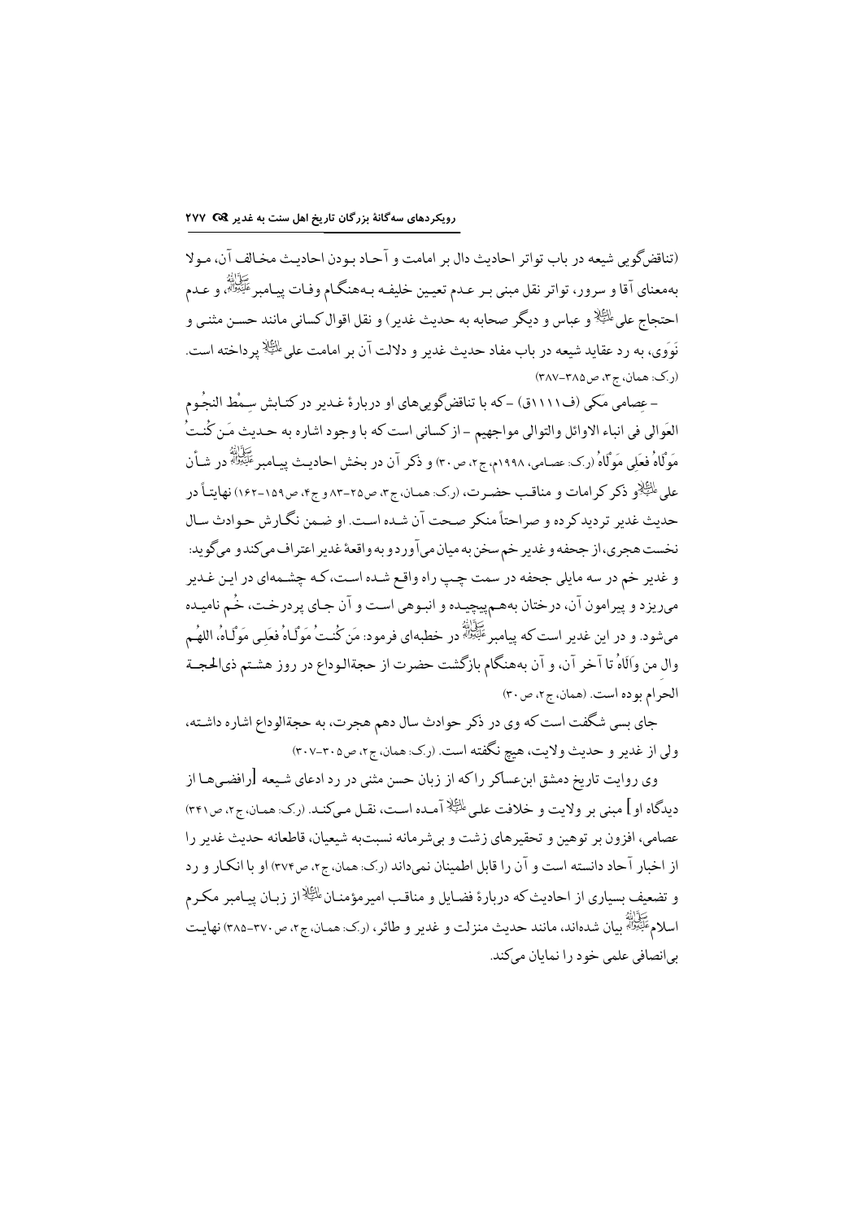(تناقض‌گویی شیعه در باب تواتر احادیث دال بر امامت و آحاد بودن احادیث مخالف آن، مولا به‌معنای آقا و سرور، تواتر نقل مبنی بر عدم تعیین خلیفه به‌هنگام وفات پیامبر ﷺ، و عدم احتجاج علی علیه‌السلام و عباس و دیگر صحابه به حدیث غدیر) و نقل اقوال کسانی مانند حسن مثنی و نَوَوی، به رد عقاید شیعه در باب مفاد حدیث غدیر و دلالت آن بر امامت علی علیه‌السلام پرداخته است. (ر.ک: همان، ج۳، ص۳۸۵-۳۸۷)

- عِصامی مَکّی (ف۱۱۱۱ق) -که با تناقض‌گویی‌های او دربارهٔ غدیر در کتابش سِمْط النجُوم العَوالی فی انباء الاوائل والتوالی مواجهیم - از کسانی است که با وجود اشاره به حدیث مَن کُنتُ مَوْلَاهُ فعَلِی مَوْلَاهُ (ر.ک: عصامی، ۱۹۹۸م، ج۲، ص۳۰) و ذکر آن در بخش احادیث پیامبر ﷺ در شأن علی علیه‌السلام و ذکر کرامات و مناقب حضرت، (ر.ک: همان، ج۳، ص۲۵-۸۳ و ج۴، ص۱۵۹-۱۶۲) نهایتاً در حدیث غدیر تردید کرده و صراحتاً منکر صحت آن شده است. او ضمن نگارش حوادث سال نخست هجری، از جحفه و غدیر خم سخن به میان می‌آورد و به واقعهٔ غدیر اعتراف می‌کند و می‌گوید:

و غدیر خم در سه مایلی جحفه در سمت چپ راه واقع شده است، که چشمه‌ای در این غدیر می‌ریزد و پیرامون آن، درختان به‌هم‌پیچیده و انبوهی است و آن جای پردرخت، خُم نامیده می‌شود. و در این غدیر است که پیامبر ﷺ در خطبه‌ای فرمود: مَن کُنتُ مَوْلَاهُ فعَلِی مَوْلَاهُ، اللهُم والِ من وَالَاهُ تا آخر آن، و آن به‌هنگام بازگشت حضرت از حجة‌الوداع در روز هشتم ذی‌الحجة الحرام بوده است. (همان، ج۲، ص۳۰)

جای بسی شگفت است که وی در ذکر حوادث سال دهم هجرت، به حجة‌الوداع اشاره داشته، ولی از غدیر و حدیث ولایت، هیچ نگفته است. (ر.ک: همان، ج۲، ص۳۰۵-۳۰۷)

وی روایت تاریخ دمشق ابن‌عساکر را که از زبان حسن مثنی در رد ادعای شیعه [رافضی‌ها از دیدگاه او] مبنی بر ولایت و خلافت علی علیه‌السلام آمده است، نقل می‌کند. (ر.ک: همان، ج۲، ص۳۴۱) عصامی، افزون بر توهین و تحقیرهای زشت و بی‌شرمانه نسبت‌به شیعیان، قاطعانه حدیث غدیر را از اخبار آحاد دانسته است و آن را قابل اطمینان نمی‌داند (ر.ک: همان، ج۲، ص۳۷۴) او با انکار و رد و تضعیف بسیاری از احادیث که دربارهٔ فضایل و مناقب امیرمؤمنان علیه‌السلام از زبان پیامبر مکرم اسلام ﷺ بیان شده‌اند، مانند حدیث منزلت و غدیر و طائر، (ر.ک: همان، ج۲، ص۳۷۰-۳۸۵) نهایت بی‌انصافی علمی خود را نمایان می‌کند.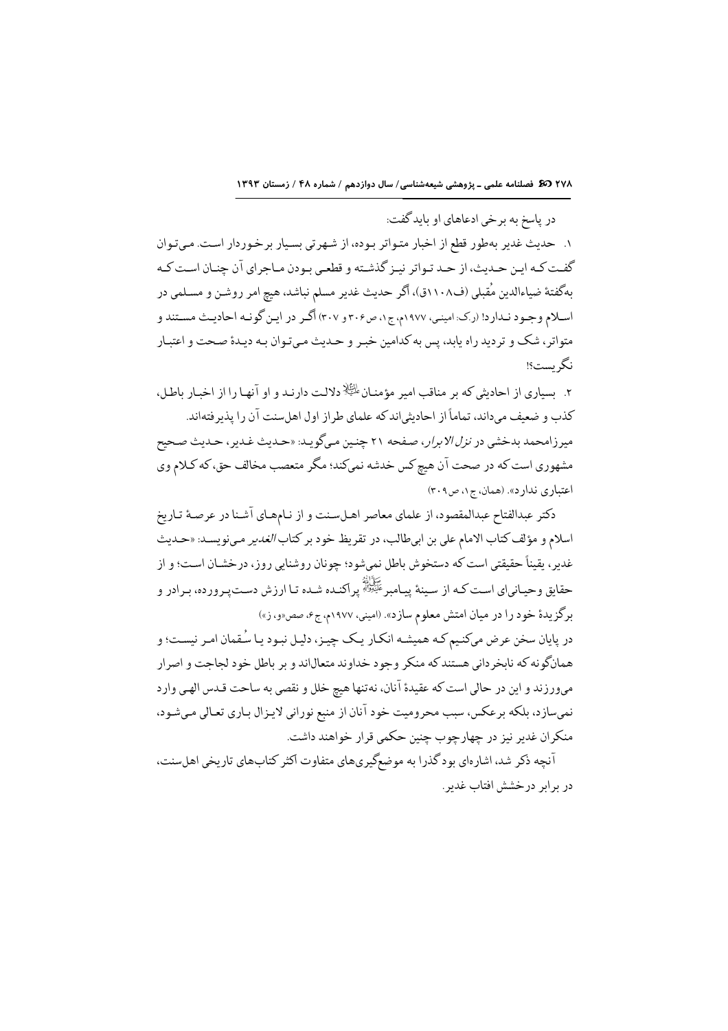در پاسخ به برخی ادعاهای او باید گفت:

۱. حدیث غدیر به‌طور قطع از اخبار متواتر بوده، از شهرتی بسیار برخوردار است. می‌توان گفت که این حدیث، از حد تواتر نیز گذشته و قطعی بودن ماجرای آن چنان است که به‌گفتهٔ ضیاءالدین مُقبلی (ف۱۱۰۸ق)، اگر حدیث غدیر مسلم نباشد، هیچ امر روشن و مسلمی در اسلام وجود ندارد! (ر.ک: امینی، ۱۹۷۷م، ج۱، ص۳۰۶ و ۳۰۷) اگر در این گونه احادیث مستند و متواتر، شک و تردید راه یابد، پس به کدامین خبر و حدیث می‌توان به دیدهٔ صحت و اعتبار نگریست؟!

۲. بسیاری از احادیثی که بر مناقب امیر مؤمنان علیه‌السلام دلالت دارند و او آنها را از اخبار باطل، کذب و ضعیف می‌داند، تماماً از احادیثی‌اند که علمای طراز اول اهل‌سنت آن را پذیرفته‌اند.

میرزامحمد بدخشی در *نزل الابرار*، صفحه ۲۱ چنین می‌گوید: «حدیث غدیر، حدیث صحیح مشهوری است که در صحت آن هیچ کس خدشه نمی‌کند؛ مگر متعصب مخالف حق، که کلام وی اعتباری ندارد». (همان، ج۱، ص۳۰۹)

دکتر عبدالفتاح عبدالمقصود، از علمای معاصر اهل‌سنت و از نام‌های آشنا در عرصهٔ تاریخ اسلام و مؤلف کتاب الامام علی بن ابی‌طالب، در تقریظ خود بر کتاب *الغدیر* می‌نویسد: «حدیث غدیر، یقیناً حقیقتی است که دستخوش باطل نمی‌شود؛ چونان روشنایی روز، درخشان است؛ و از حقایق وحیانی‌ای است که از سینهٔ پیامبر صلی‌الله‌علیه‌وآله پراکنده شده تا ارزش دست‌پرورده، برادر و برگزیدهٔ خود را در میان امتش معلوم سازد». (امینی، ۱۹۷۷م، ج۶، صص«و، ز»)

در پایان سخن عرض می‌کنیم که همیشه انکار یک چیز، دلیل نبود یا سُقمان امر نیست؛ و همان‌گونه که نابخردانی هستند که منکر وجود خداوند متعال‌اند و بر باطل خود لجاجت و اصرار می‌ورزند و این در حالی است که عقیدهٔ آنان، نه‌تنها هیچ خلل و نقصی به ساحت قدس الهی وارد نمی‌سازد، بلکه برعکس، سبب محرومیت خود آنان از منبع نورانی لایزال باری تعالی می‌شود، منکران غدیر نیز در چهارچوب چنین حکمی قرار خواهند داشت.

آنچه ذکر شد، اشاره‌ای بودگذرا به موضع‌گیری‌های متفاوت اکثر کتاب‌های تاریخی اهل‌سنت، در برابر درخشش افتاب غدیر.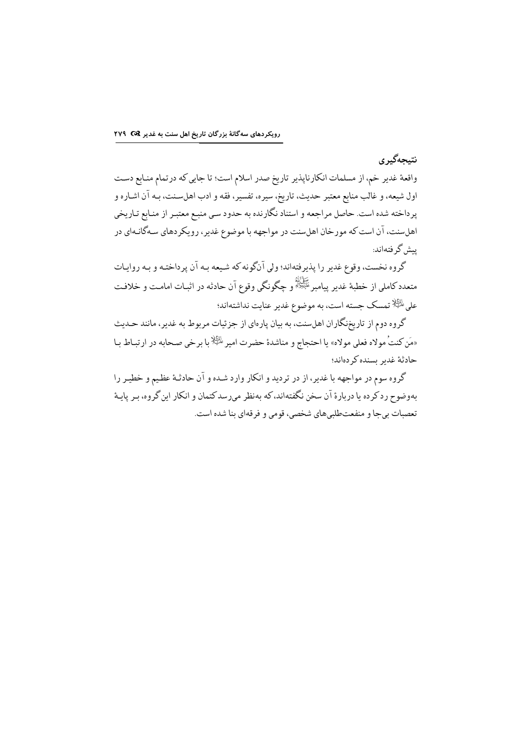## نتیجه‌گیری

واقعهٔ غدیر خم، از مسلمات انکارناپذیر تاریخ صدر اسلام است؛ تا جایی که در تمام منابع دست اول شیعه، و غالب منابع معتبر حدیث، تاریخ، سیره، تفسیر، فقه و ادب اهل‌سنت، بـه آن اشـاره و پرداخته شده است. حاصل مراجعه و استناد نگارنده به حدود سی منبع معتبر از منابع تـاریخی اهل‌سنت، آن است که مورخان اهل‌سنت در مواجهه با موضوع غدیر، رویکردهای سـه‌گانـه‌ای در پیش گرفته‌اند:

گروه نخست، وقوع غدیر را پذیرفته‌اند؛ ولی آن‌گونه که شیعه بـه آن پرداختـه و بـه روایـات متعدد کاملی از خطبهٔ غدیر پیامبر ﷺ و چگونگی وقوع آن حادثه در اثبات امامت و خلافت علی علیه السلام تمسک جسته است، به موضوع غدیر عنایت نداشته‌اند؛

گروه دوم از تاریخ‌نگاران اهل‌سنت، به بیان پاره‌ای از جزئیات مربوط به غدیر، مانند حـدیث «مَن کنتُ مولاه فعلی مولاه» یا احتجاج و مناشدهٔ حضرت امیر علیه السلام با برخی صحابه در ارتبـاط بـا حادثهٔ غدیر بسنده کرده‌اند؛

گروه سوم در مواجهه با غدیر، از در تردید و انکار وارد شـده و آن حادثـهٔ عظیم و خطیـر را به‌وضوح رد کرده یا دربارهٔ آن سخن نگفته‌اند، که به‌نظر می‌رسد کتمان و انکار این گروه، بـر پایـهٔ تعصبات بی‌جا و منفعت‌طلبی‌های شخصی، قومی و فرقه‌ای بنا شده است.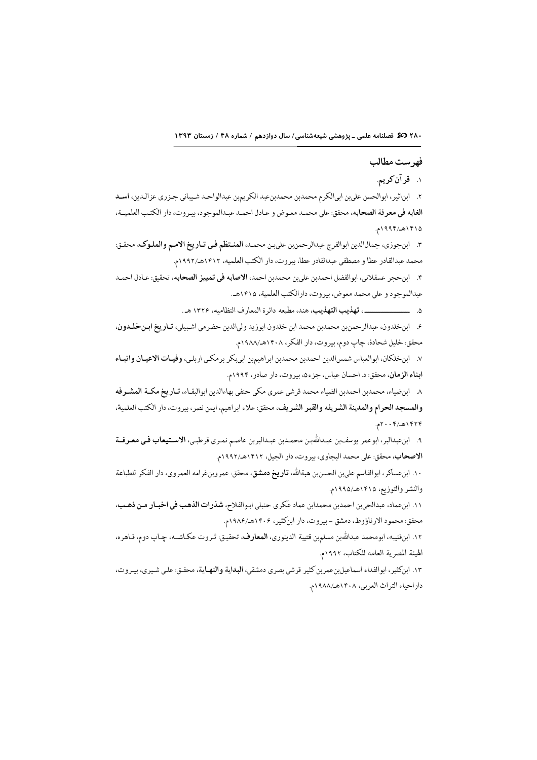## فهرست مطالب

۱. قرآن کریم.

۲. ابن‌اثیر، ابوالحسن علی‌بن ابی‌الکرم محمدبن محمدبن‌عبد الکریم‌بن عبدالواحد شیبانی جزری عزالدین، **اسد الغابه فی معرفة الصحابه**، محقق: علی محمد معوض و عادل احمد عبدالموجود، بیروت، دار الکتب العلمیة، ۱۴۱۵هـ/۱۹۹۴م.

۳. ابن‌جوزی، جمال‌الدین ابوالفرج عبدالرحمن‌بن علی‌بن محمد، **المنتظم فی تاریخ الامم والملوک**، محقق: محمد عبدالقادر عطا و مصطفی عبدالقادر عطا، بیروت، دار الکتب العلمیه، ۱۴۱۲هـ/۱۹۹۲م.

۴. ابن‌حجر عسقلانی، ابوالفضل احمدبن علی‌بن محمدبن احمد، **الاصابه فی تمییز الصحابه**، تحقیق: عادل احمد عبدالموجود و علی محمد معوض، بیروت، دارالکتب العلمیة، ۱۴۱۵هـ.

۵. ــــــــــــــ، **تهذیب التهذیب**، هند، مطبعه دائرة المعارف النظامیه، ۱۳۲۶ هـ.

۶. ابن‌خلدون، عبدالرحمن‌بن محمدبن محمد ابن خلدون ابوزید ولی‌الدین حضرمی اشبیلی، **تاریخ ابن‌خلدون**، محقق: خلیل شحادة، چاپ دوم، بیروت، دار الفکر، ۱۴۰۸هـ/۱۹۸۸م.

۷. ابن‌خلکان، ابوالعباس شمس‌الدین احمدبن محمدبن ابراهیم‌بن ابی‌بکر برمکی اربلی، **وفیات الاعیان وانباء ابناء الزمان**، محقق: د. احسان عباس، جزء۵، بیروت، دار صادر، ۱۹۹۴م.

۸. ابن‌ضیاء، محمدبن احمدبن الضیاء محمد قرشی عمری مکی حنفی بهاءالدین ابوالبقاء، **تاریخ مکة المشرفه والمسجد الحرام والمدینة الشریفه والقبر الشریف**، محقق: علاء ابراهیم، ایمن نصر، بیروت، دار الکتب العلمیة، ۱۴۲۴هـ/۲۰۰۴م.

۹. ابن‌عبدالبر، ابوعمر یوسف‌بن عبدالله‌بن محمدبن عبدالبربن عاصم نمری قرطبی، **الاستیعاب فی معرفة الاصحاب**، محقق: علی محمد البجاوی، بیروت، دار الجیل، ۱۴۱۲هـ/۱۹۹۲م.

۱۰. ابن‌عساکر، ابوالقاسم علی‌بن الحسن‌بن هبةالله، **تاریخ دمشق**، محقق: عمروبن‌غرامه العمروی، دار الفکر للطباعة والنشر والتوزیع، ۱۴۱۵هـ/۱۹۹۵م.

۱۱. ابن‌عماد، عبدالحی‌بن احمدبن محمدابن عماد عَکری حنبلی ابوالفلاح، **شذرات الذهب فی اخبار من ذهب**، محقق: محمود الارناؤوط، دمشق - بیروت، دار ابن‌کثیر، ۱۴۰۶هـ/۱۹۸۶م.

۱۲. ابن‌قتیبه، ابومحمد عبدالله‌بن مسلم‌بن قتیبة الدینوری، **المعارف**، تحقیق: ثروت عکاشه، چاپ دوم، قاهره، الهیئة المصریة العامه للکتاب، ۱۹۹۲م.

۱۳. ابن‌کثیر، ابوالفداء اسماعیل‌بن‌عمربن کثیر قرشی بصری دمشقی، **البدایة والنهایة**، محقق: علی شیری، بیروت، داراحیاء التراث العربی، ۱۴۰۸هـ/۱۹۸۸م.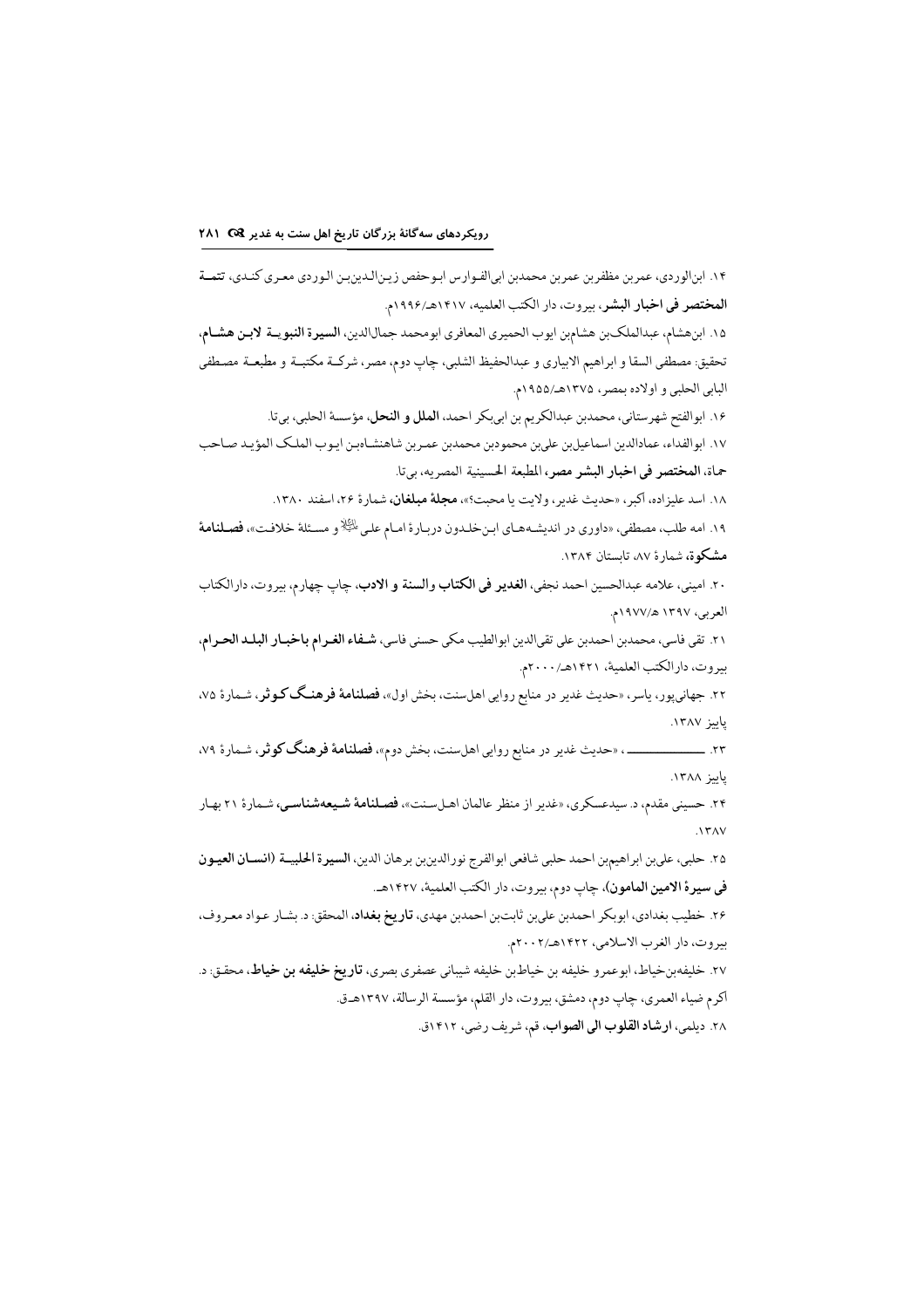۱۴. ابن‌الوردی، عمربن مظفربن عمربن محمدبن ابی‌الفوارس ابوحفص زین‌الدین‌بن الوردی معری کندی، **تتمة المختصر فی اخبار البشر**، بیروت، دار الکتب العلمیه، ۱۴۱۷هـ/۱۹۹۶م.

۱۵. ابن‌هشام، عبدالملک‌بن هشام‌بن ایوب الحمیری المعافری ابومحمد جمال‌الدین، **السیرة النبویة لابن هشام**، تحقیق: مصطفی السقا و ابراهیم الابیاری و عبدالحفیظ الشلبی، چاپ دوم، مصر، شرکة مکتبة و مطبعة مصطفی البابی الحلبی و اولاده بمصر، ۱۳۷۵هـ/۱۹۵۵م.

۱۶. ابوالفتح شهرستانی، محمدبن عبدالکریم بن ابی‌بکر احمد، **الملل و النحل**، مؤسسة الحلبی، بی‌تا.

۱۷. ابوالفداء، عمادالدین اسماعیل‌بن علی‌بن محمودبن محمدبن عمربن شاهنشاه‌بن ایوب الملک المؤید صاحب حماة، **المختصر فی اخبار البشر مصر**، المطبعة الحسینیة المصریه، بی‌تا.

۱۸. اسد علیزاده، اکبر، «حدیث غدیر، ولایت یا محبت؟»، **مجلۀ مبلغان**، شمارۀ ۲۶، اسفند ۱۳۸۰.

۱۹. امه طلب، مصطفی، «داوری در اندیشه‌های ابن‌خلدون دربارۀ امام علی علیه‌السلام و مسئلۀ خلافت»، **فصلنامۀ مشکوة**، شمارۀ ۸۷، تابستان ۱۳۸۴.

۲۰. امینی، علامه عبدالحسین احمد نجفی، **الغدیر فی الکتاب والسنة و الادب**، چاپ چهارم، بیروت، دارالکتاب العربی، ۱۳۹۷ ه/۱۹۷۷م.

۲۱. تقی فاسی، محمدبن احمدبن علی تقی‌الدین ابوالطیب مکی حسنی فاسی، **شفاء الغرام باخبار البلد الحرام**، بیروت، دارالکتب العلمیة، ۱۴۲۱هـ/۲۰۰۰م.

۲۲. جهانی‌پور، یاسر، «حدیث غدیر در منابع روایی اهل‌سنت، بخش اول»، **فصلنامۀ فرهنگ کوثر**، شمارۀ ۷۵، پاییز ۱۳۸۷.

۲۳. ـــــــــــــــ، «حدیث غدیر در منابع روایی اهل‌سنت، بخش دوم»، **فصلنامۀ فرهنگ کوثر**، شمارۀ ۷۹، پاییز ۱۳۸۸.

۲۴. حسینی مقدم، د. سیدعسکری، «غدیر از منظر عالمان اهل‌سنت»، **فصلنامۀ شیعه‌شناسی**، شمارۀ ۲۱ بهار ۱۳۸۷.

۲۵. حلبی، علی‌بن ابراهیم‌بن احمد حلبی شافعی ابوالفرج نورالدین‌بن برهان الدین، **السیرة الحلبیة (انسان العیون فی سیرة الامین المامون)**، چاپ دوم، بیروت، دار الکتب العلمیة، ۱۴۲۷هـ.

۲۶. خطیب بغدادی، ابوبکر احمدبن علی‌بن ثابت‌بن احمدبن مهدی، **تاریخ بغداد**، المحقق: د. بشار عواد معروف، بیروت، دار الغرب الاسلامی، ۱۴۲۲هـ/۲۰۰۲م.

۲۷. خلیفه‌بن‌خیاط، ابوعمرو خلیفه بن خیاط‌بن خلیفه شیبانی عصفری بصری، **تاریخ خلیفه بن خیاط**، محقق: د. اکرم ضیاء العمری، چاپ دوم، دمشق، بیروت، دار القلم، مؤسسة الرسالة، ۱۳۹۷هـ.ق.

۲۸. دیلمی، **ارشاد القلوب الی الصواب**، قم، شریف رضی، ۱۴۱۲ق.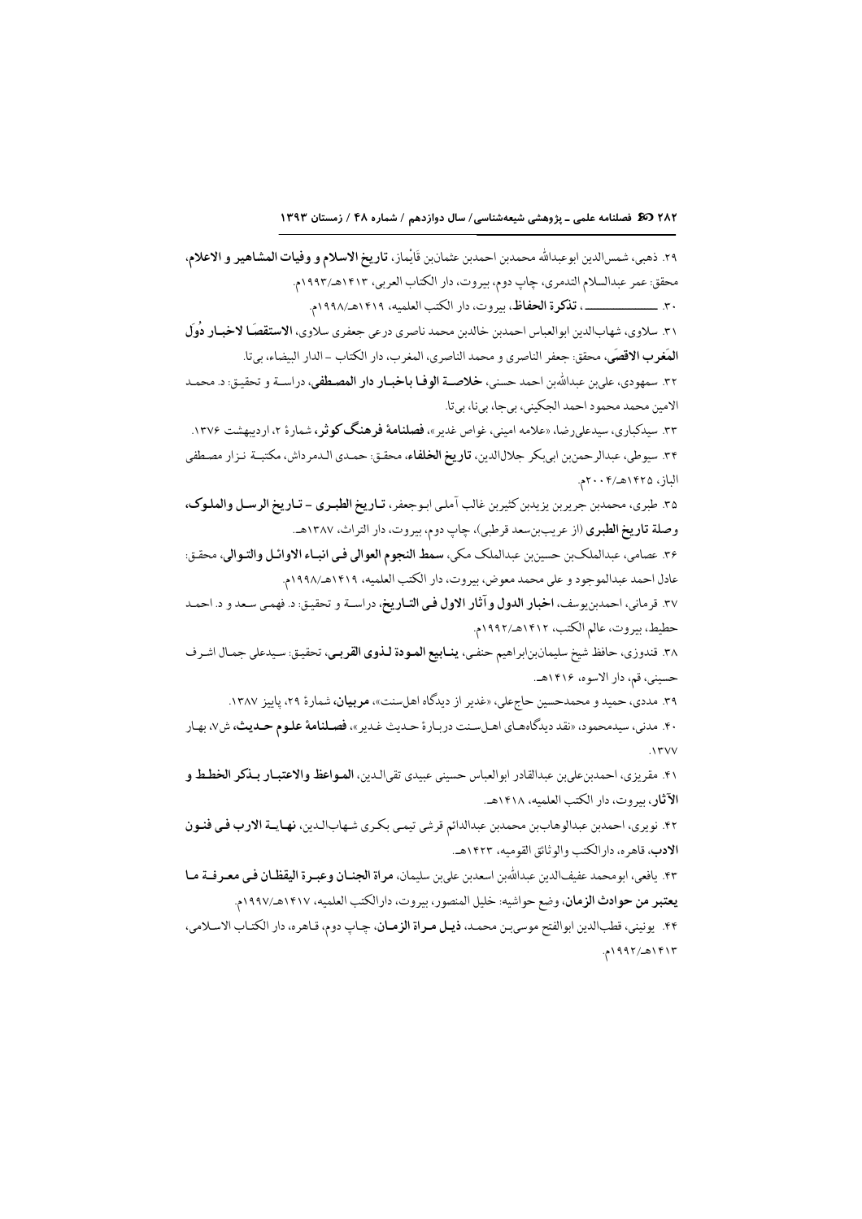۲۹. ذهبی، شمس‌الدین ابوعبدالله محمدبن احمدبن عثمان‌بن قَایْماز، **تاریخ الاسلام و وفیات المشاهیر و الاعلام**، محقق: عمر عبدالسلام التدمری، چاپ دوم، بیروت، دار الکتاب العربی، ۱۴۱۳هـ/۱۹۹۳م.

۳۰. ـــــــــــــــــ، **تذکرة الحفاظ**، بیروت، دار الکتب العلمیه، ۱۴۱۹هـ/۱۹۹۸م.

۳۱. سلاوی، شهاب‌الدین ابوالعباس احمدبن خالدبن محمد ناصری درعی جعفری سلاوی، **الاستقصَا لاخبـار دُوَل المَغرب الاقصَی**، محقق: جعفر الناصری و محمد الناصری، المغرب، دار الکتاب - الدار البیضاء، بی‌تا.

۳۲. سمهودی، علی‌بن عبدالله‌بن احمد حسنی، **خلاصـة الوفـا باخبـار دار المصطفی**، دراسـة و تحقیق: د. محمـد الامین محمد محمود احمد الجکینی، بی‌جا، بی‌نا، بی‌تا.

۳۳. سیدکباری، سیدعلی‌رضا، «علامه امینی، غواص غدیر»، **فصلنامۀ فرهنگ کوثر**، شمارۀ ۲، اردیبهشت ۱۳۷۶.

۳۴. سیوطی، عبدالرحمن‌بن ابی‌بکر جلال‌الدین، **تاریخ الخلفاء**، محقق: حمـدی الـدمرداش، مکتبـة نـزار مصطفی الباز، ۱۴۲۵هـ/۲۰۰۴م.

۳۵. طبری، محمدبن جریربن یزیدبن کثیربن غالب آملی ابـوجعفر، **تـاریخ الطبـری ـ تـاریخ الرسـل والملـوک، وصلة تاریخ الطبری** (از عریب‌بن‌سعد قرطبی)، چاپ دوم، بیروت، دار التراث، ۱۳۸۷هـ.

۳۶. عصامی، عبدالملک‌بن حسین‌بن عبدالملک مکی، **سمط النجوم العوالی فـی انبـاء الاوائـل والتـوالی**، محقـق: عادل احمد عبدالموجود و علی محمد معوض، بیروت، دار الکتب العلمیه، ۱۴۱۹هـ/۱۹۹۸م.

۳۷. قرمانی، احمدبن‌یوسف، **اخبار الدول وآثار الاول فـی التـاریخ**، دراسـة و تحقیـق: د. فهمـی سـعد و د. احمـد حطیط، بیروت، عالم الکتب، ۱۴۱۲هـ/۱۹۹۲م.

۳۸. قندوزی، حافظ شیخ سلیمان‌بن‌ابراهیم حنفـی، **ینـابیع المـودة لـذوی القربـی**، تحقیـق: سـیدعلی جمـال اشـرف حسینی، قم، دار الاسوه، ۱۴۱۶هـ.

۳۹. مددی، حمید و محمدحسین حاج‌علی، «غدیر از دیدگاه اهل‌سنت»، **مربیان**، شمارۀ ۲۹، پاییز ۱۳۸۷.

۴۰. مدنی، سیدمحمود، «نقد دیدگاه‌هـای اهـل‌سـنت دربـارۀ حـدیث غـدیر»، **فصـلنامۀ علـوم حـدیث**، ش۷، بهـار ۱۳۷۷.

۴۱. مقریزی، احمدبن‌علی‌بن عبدالقادر ابوالعباس حسینی عبیدی تقی‌الـدین، **المـواعظ والاعتبـار بـذکر الخطـط و الآثار**، بیروت، دار الکتب العلمیه، ۱۴۱۸هـ.

۴۲. نویری، احمدبن عبدالوهاب‌بن محمدبن عبدالدائم قرشی تیمـی بکـری شـهاب‌الـدین، **نهایـة الارب فـی فنـون الادب**، قاهره، دارالکتب والوثائق القومیه، ۱۴۲۳هـ.

۴۳. یافعی، ابومحمد عفیف‌الدین عبدالله‌بن اسعدبن علی‌بن سلیمان، **مراة الجنـان وعبـرة الیقظـان فـی معـرفـة مـا یعتبر من حوادث الزمان**، وضع حواشیه: خلیل المنصور، بیروت، دارالکتب العلمیه، ۱۴۱۷هـ/۱۹۹۷م.

۴۴. یونینی، قطب‌الدین ابوالفتح موسی‌بـن محمـد، **ذیـل مـراة الزمـان**، چـاپ دوم، قـاهره، دار الکتـاب الاسـلامی، ۱۴۱۳هـ/۱۹۹۲م.